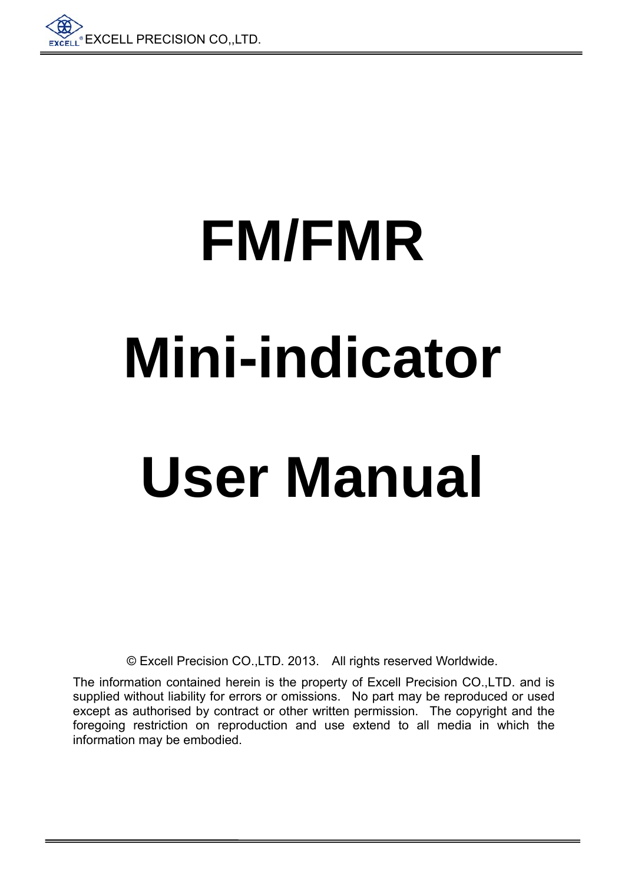# FM/FMR

# Mini-indicator

# User Manual

© Excell Precision CO.,LTD. 2013. All rights reserved Worldwide.

The information contained herein is the property of Excell Precision CO.,LTD. and is supplied without liability for errors or omissions. No part may be reproduced or used except as authorised by contract or other written permission. The copyright and the foregoing restriction on reproduction and use extend to all media in which the information may be embodied.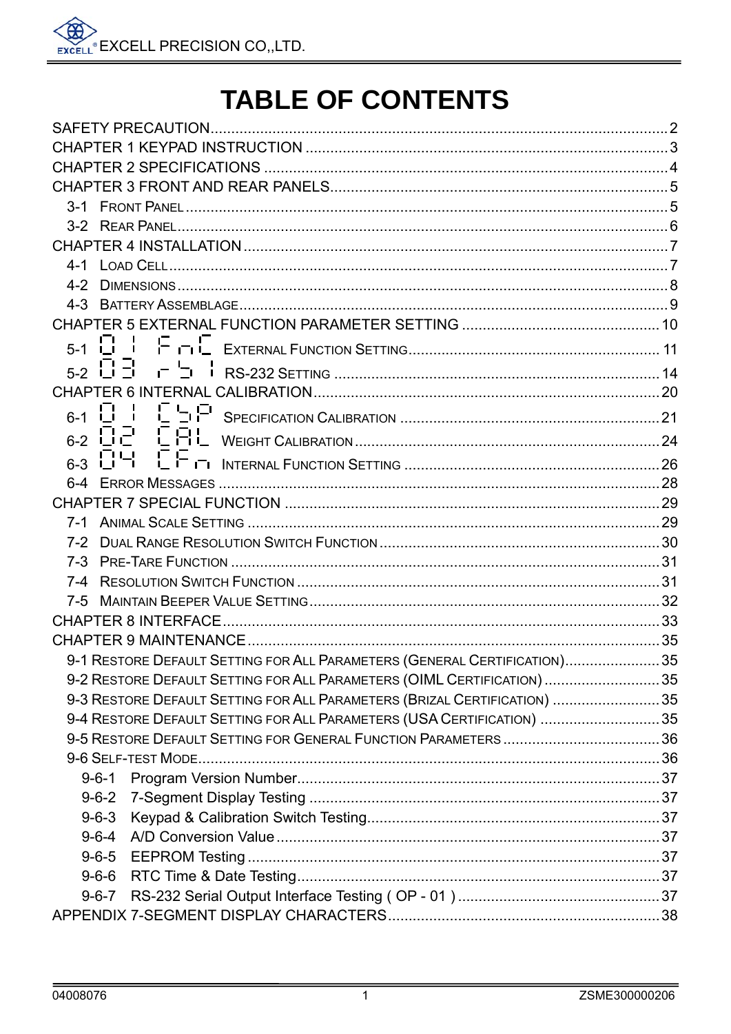# TABLE OF CONTENTS

SAFETY PRECAUTION....................................................................................................2
CHAPTER 1 KEYPAD INSTRUCTION .............................................................................3
CHAPTER 2 SPECIFICATIONS .........................................................................................4
CHAPTER 3 FRONT AND REAR PANELS.........................................................................5
- 3-1 FRONT PANEL ........................................................................................................5
- 3-2 REAR PANEL...........................................................................................................6

CHAPTER 4 INSTALLATION ............................................................................................7
- 4-1 LOAD CELL..............................................................................................................7
- 4-2 DIMENSIONS ..........................................................................................................8
- 4-3 BATTERY ASSEMBLAGE..........................................................................................9

CHAPTER 5 EXTERNAL FUNCTION PARAMETER SETTING ...........................................10
- 5-1 01 FnC EXTERNAL FUNCTION SETTING.................................................................11
- 5-2 03 r51 RS-232 SETTING ........................................................................................14

CHAPTER 6 INTERNAL CALIBRATION..........................................................................20
- 6-1 01 CSP SPECIFICATION CALIBRATION ..................................................................21
- 6-2 02 CAL WEIGHT CALIBRATION .............................................................................24
- 6-3 04 CFn INTERNAL FUNCTION SETTING ..................................................................26
- 6-4 ERROR MESSAGES .................................................................................................28

CHAPTER 7 SPECIAL FUNCTION ..................................................................................29
- 7-1 ANIMAL SCALE SETTING .......................................................................................29
- 7-2 DUAL RANGE RESOLUTION SWITCH FUNCTION....................................................30
- 7-3 PRE-TARE FUNCTION ............................................................................................31
- 7-4 RESOLUTION SWITCH FUNCTION .........................................................................31
- 7-5 MAINTAIN BEEPER VALUE SETTING......................................................................32

CHAPTER 8 INTERFACE................................................................................................33
CHAPTER 9 MAINTENANCE...........................................................................................35
- 9-1 RESTORE DEFAULT SETTING FOR ALL PARAMETERS (GENERAL CERTIFICATION)........35
- 9-2 RESTORE DEFAULT SETTING FOR ALL PARAMETERS (OIML CERTIFICATION) .............35
- 9-3 RESTORE DEFAULT SETTING FOR ALL PARAMETERS (BRIZAL CERTIFICATION) ...........35
- 9-4 RESTORE DEFAULT SETTING FOR ALL PARAMETERS (USA CERTIFICATION) ..............35
- 9-5 RESTORE DEFAULT SETTING FOR GENERAL FUNCTION PARAMETERS .......................36
- 9-6 SELF-TEST MODE.................................................................................................36
  - 9-6-1 Program Version Number.................................................................................37
  - 9-6-2 7-Segment Display Testing ..............................................................................37
  - 9-6-3 Keypad & Calibration Switch Testing................................................................37
  - 9-6-4 A/D Conversion Value ......................................................................................37
  - 9-6-5 EEPROM Testing .............................................................................................37
  - 9-6-6 RTC Time & Date Testing.................................................................................37
  - 9-6-7 RS-232 Serial Output Interface Testing ( OP - 01 ) ..........................................37

APPENDIX 7-SEGMENT DISPLAY CHARACTERS..........................................................38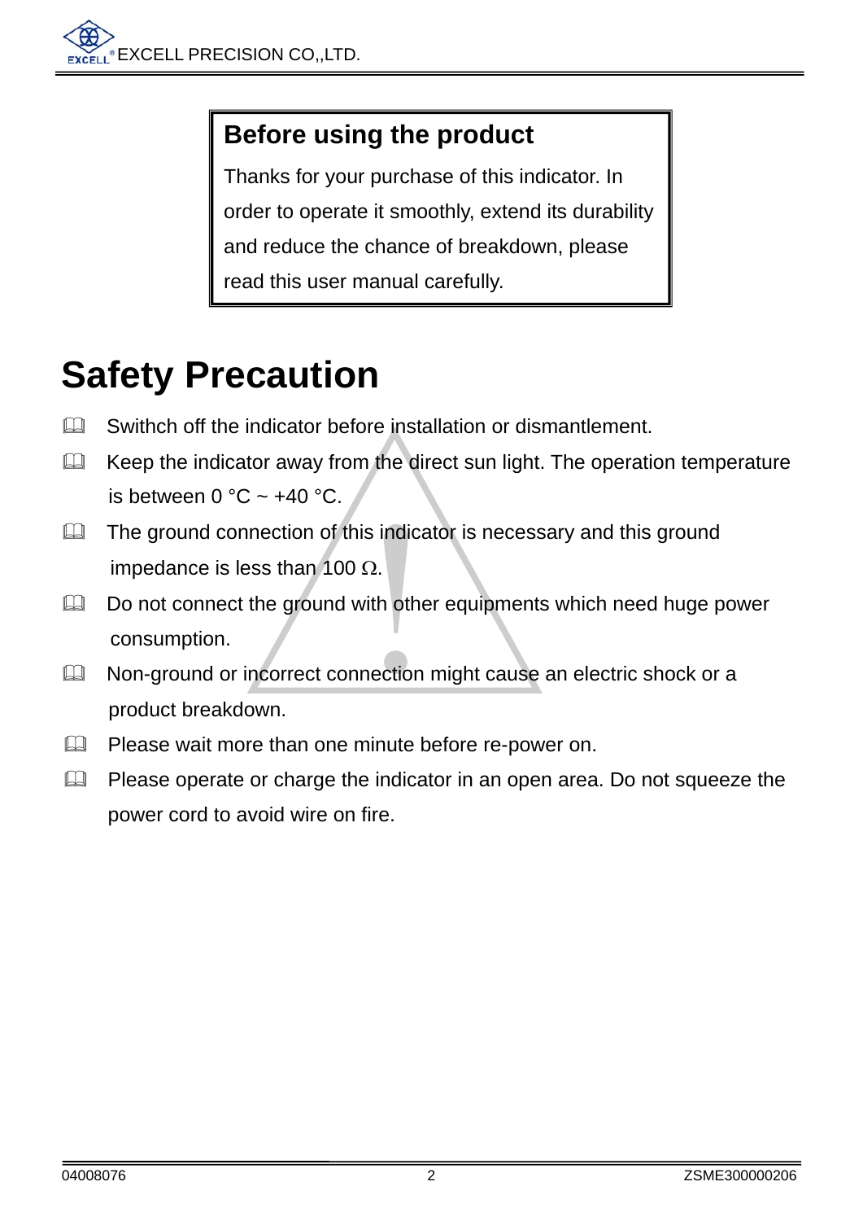**Before using the product**

Thanks for your purchase of this indicator. In order to operate it smoothly, extend its durability and reduce the chance of breakdown, please read this user manual carefully.

# Safety Precaution

- Swithch off the indicator before installation or dismantlement.
- Keep the indicator away from the direct sun light. The operation temperature is between 0 °C ~ +40 °C.
- The ground connection of this indicator is necessary and this ground impedance is less than 100 Ω.
- Do not connect the ground with other equipments which need huge power consumption.
- Non-ground or incorrect connection might cause an electric shock or a product breakdown.
- Please wait more than one minute before re-power on.
- Please operate or charge the indicator in an open area. Do not squeeze the power cord to avoid wire on fire.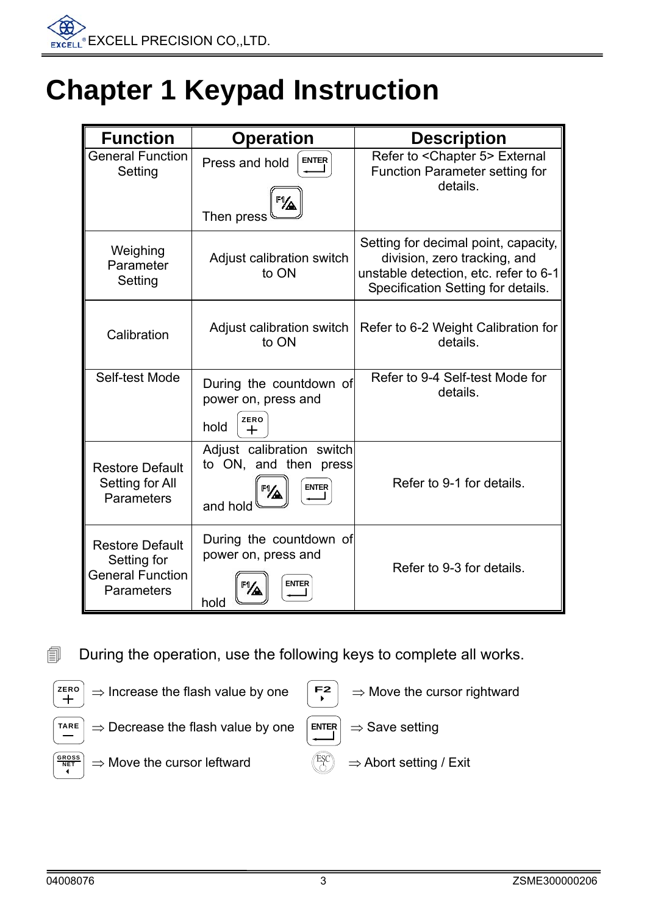# Chapter 1 Keypad Instruction

| Function | Operation | Description |
|---|---|---|
| General Function Setting | Press and hold ENTER<br>Then press F1 | Refer to <Chapter 5> External Function Parameter setting for details. |
| Weighing Parameter Setting | Adjust calibration switch to ON | Setting for decimal point, capacity, division, zero tracking, and unstable detection, etc. refer to 6-1 Specification Setting for details. |
| Calibration | Adjust calibration switch to ON | Refer to 6-2 Weight Calibration for details. |
| Self-test Mode | During the countdown of power on, press and hold ZERO + | Refer to 9-4 Self-test Mode for details. |
| Restore Default Setting for All Parameters | Adjust calibration switch to ON, and then press and hold F1 ENTER | Refer to 9-1 for details. |
| Restore Default Setting for General Function Parameters | During the countdown of power on, press and hold F1 ENTER | Refer to 9-3 for details. |

During the operation, use the following keys to complete all works.

- ZERO + ⇒ Increase the flash value by one
- F2 ⇒ Move the cursor rightward
- TARE − ⇒ Decrease the flash value by one
- ENTER ⇒ Save setting
- GROSS NET ⇒ Move the cursor leftward
- ESC ⇒ Abort setting / Exit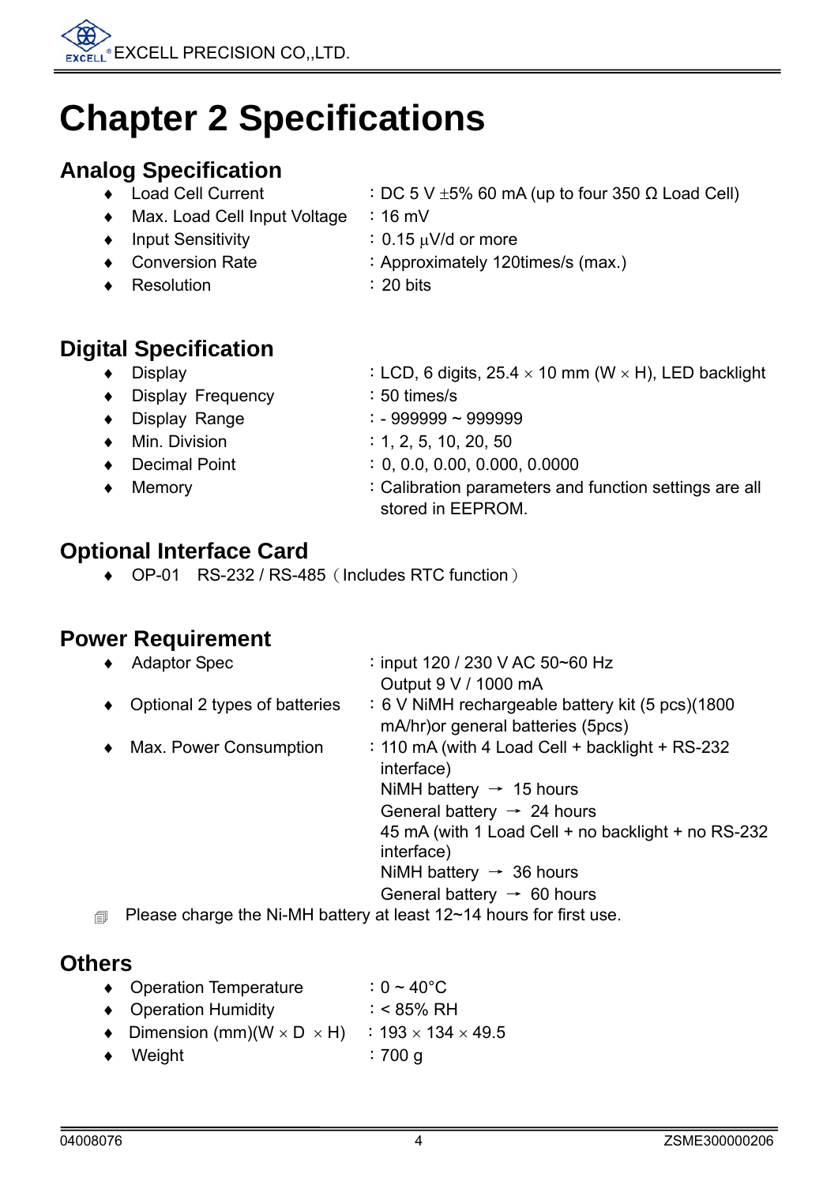# Chapter 2 Specifications

## Analog Specification

- Load Cell Current ：DC 5 V ±5% 60 mA (up to four 350 Ω Load Cell)
- Max. Load Cell Input Voltage ：16 mV
- Input Sensitivity ：0.15 μV/d or more
- Conversion Rate ：Approximately 120times/s (max.)
- Resolution ：20 bits

## Digital Specification

- Display ：LCD, 6 digits, 25.4 × 10 mm (W × H), LED backlight
- Display Frequency ：50 times/s
- Display Range ：- 999999 ~ 999999
- Min. Division ：1, 2, 5, 10, 20, 50
- Decimal Point ：0, 0.0, 0.00, 0.000, 0.0000
- Memory ：Calibration parameters and function settings are all stored in EEPROM.

## Optional Interface Card

- OP-01 RS-232 / RS-485（Includes RTC function）

## Power Requirement

- Adaptor Spec ：input 120 / 230 V AC 50~60 Hz  
  Output 9 V / 1000 mA
- Optional 2 types of batteries ：6 V NiMH rechargeable battery kit (5 pcs)(1800 mA/hr)or general batteries (5pcs)
- Max. Power Consumption ：110 mA (with 4 Load Cell + backlight + RS-232 interface)  
  NiMH battery → 15 hours  
  General battery → 24 hours  
  45 mA (with 1 Load Cell + no backlight + no RS-232 interface)  
  NiMH battery → 36 hours  
  General battery → 60 hours

Please charge the Ni-MH battery at least 12~14 hours for first use.

## Others

- Operation Temperature ：0 ~ 40°C
- Operation Humidity ：< 85% RH
- Dimension (mm)(W × D × H) ：193 × 134 × 49.5
- Weight ：700 g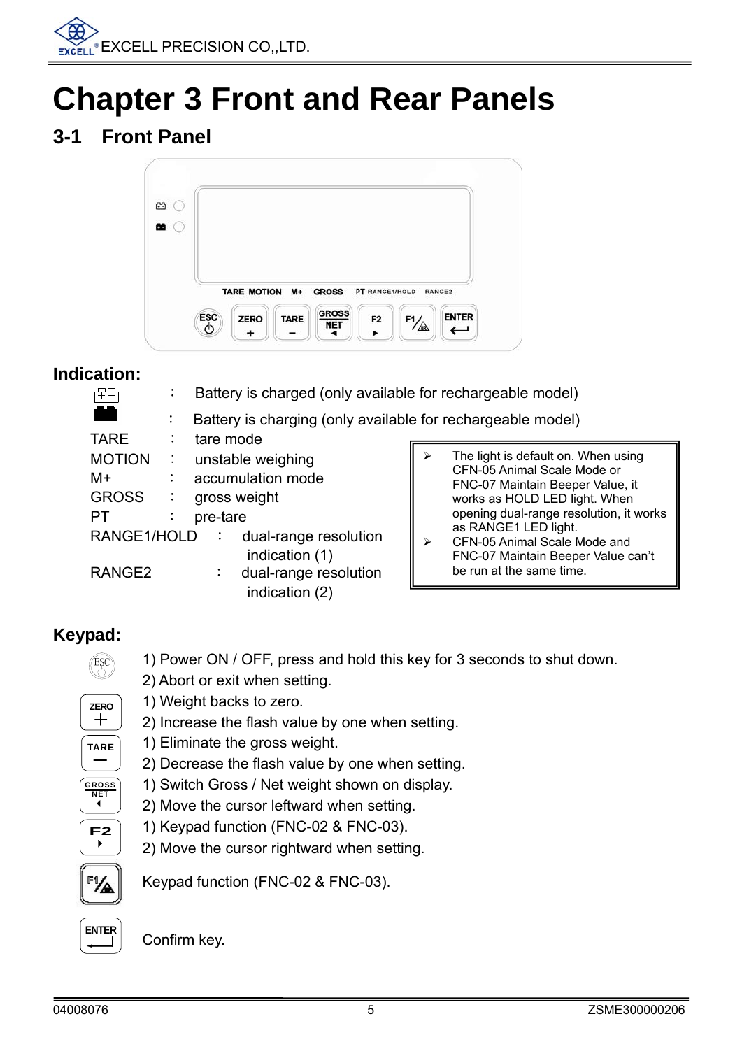# Chapter 3 Front and Rear Panels

## 3-1 Front Panel

### Indication:

| | | |
|---|---|---|
| (battery charged icon) | : | Battery is charged (only available for rechargeable model) |
| (battery charging icon) | : | Battery is charging (only available for rechargeable model) |
| TARE | : | tare mode |
| MOTION | : | unstable weighing |
| M+ | : | accumulation mode |
| GROSS | : | gross weight |
| PT | : | pre-tare |
| RANGE1/HOLD | : | dual-range resolution indication (1) |
| RANGE2 | : | dual-range resolution indication (2) |

- The light is default on. When using CFN-05 Animal Scale Mode or FNC-07 Maintain Beeper Value, it works as HOLD LED light. When opening dual-range resolution, it works as RANGE1 LED light.
- CFN-05 Animal Scale Mode and FNC-07 Maintain Beeper Value can't be run at the same time.

### Keypad:

**ESC**
1) Power ON / OFF, press and hold this key for 3 seconds to shut down.
2) Abort or exit when setting.

**ZERO +**
1) Weight backs to zero.
2) Increase the flash value by one when setting.

**TARE –**
1) Eliminate the gross weight.
2) Decrease the flash value by one when setting.

**GROSS/NET ◄**
1) Switch Gross / Net weight shown on display.
2) Move the cursor leftward when setting.

**F2 ►**
1) Keypad function (FNC-02 & FNC-03).
2) Move the cursor rightward when setting.

**F1**
Keypad function (FNC-02 & FNC-03).

**ENTER**
Confirm key.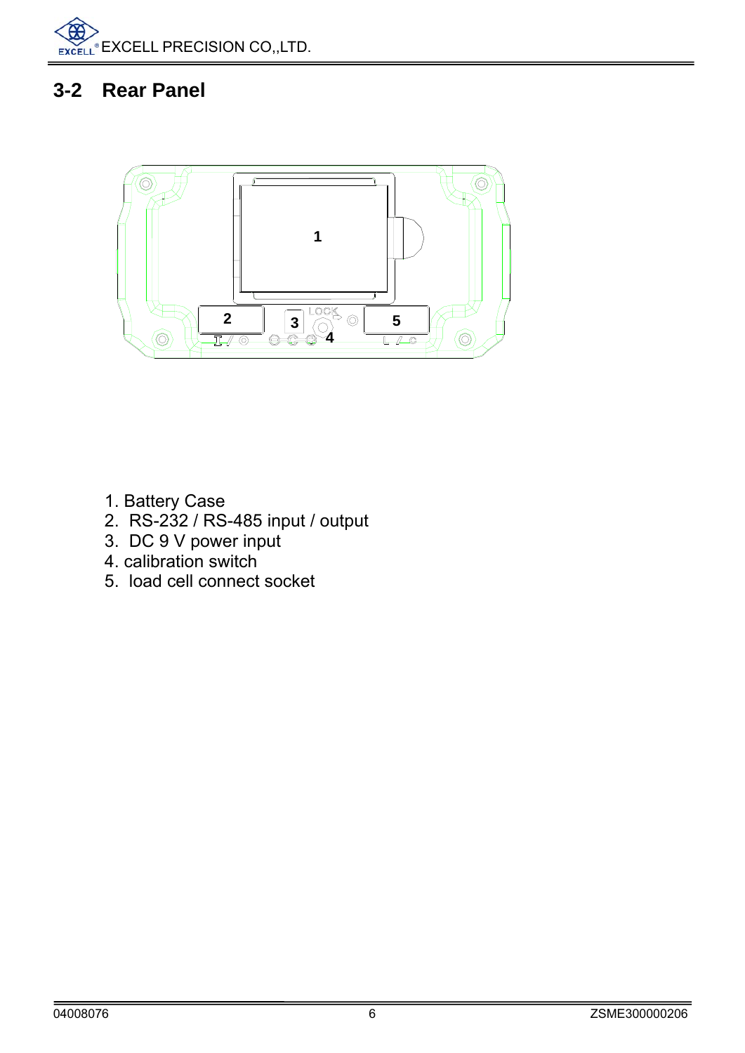## 3-2 Rear Panel

1. Battery Case
2. RS-232 / RS-485 input / output
3. DC 9 V power input
4. calibration switch
5. load cell connect socket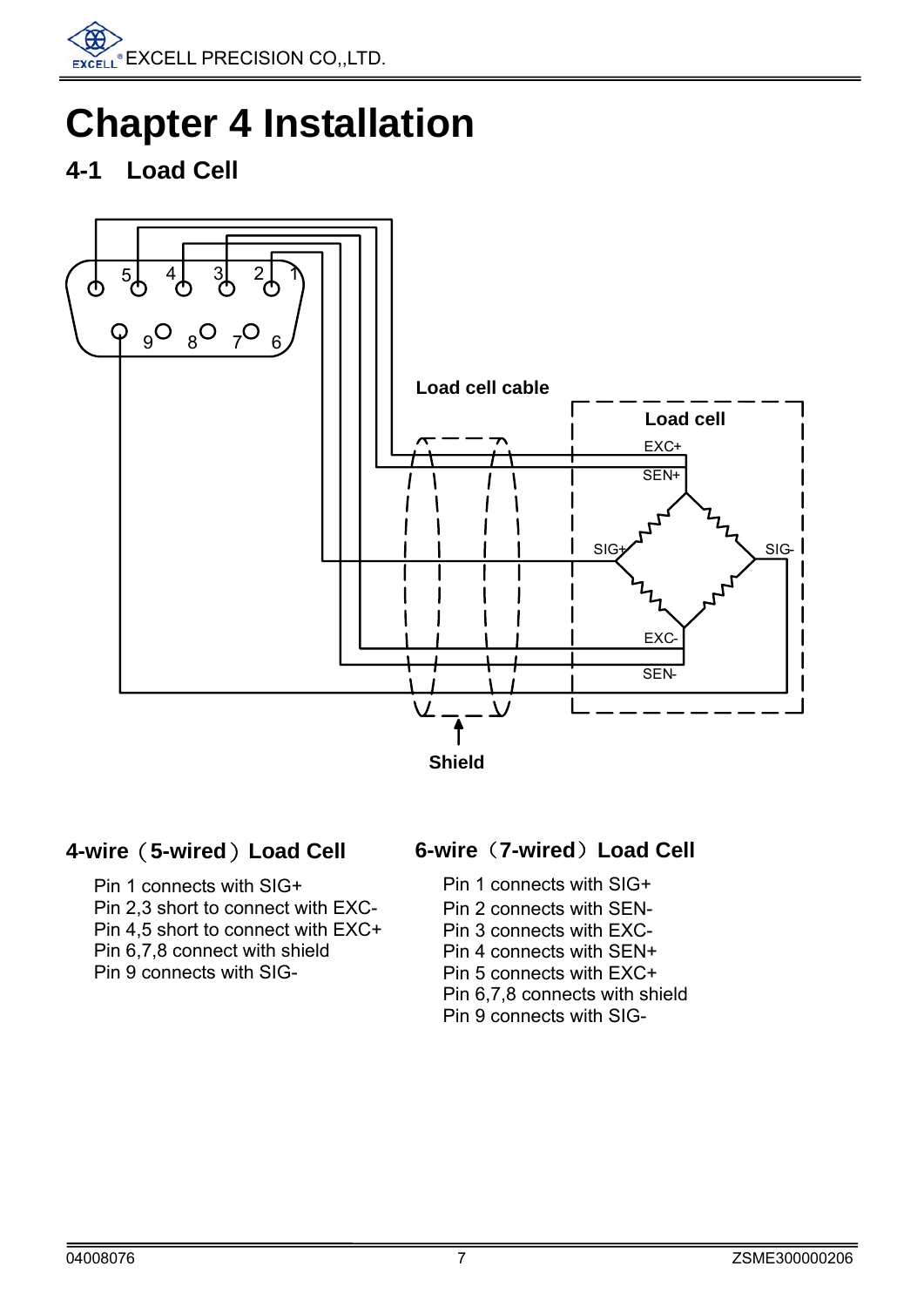# Chapter 4 Installation

## 4-1 Load Cell

Load cell cable

Load cell

EXC+

SEN+

SIG+

SIG-

EXC-

SEN-

Shield

### 4-wire（5-wired）Load Cell

Pin 1 connects with SIG+
Pin 2,3 short to connect with EXC-
Pin 4,5 short to connect with EXC+
Pin 6,7,8 connect with shield
Pin 9 connects with SIG-

### 6-wire（7-wired）Load Cell

Pin 1 connects with SIG+
Pin 2 connects with SEN-
Pin 3 connects with EXC-
Pin 4 connects with SEN+
Pin 5 connects with EXC+
Pin 6,7,8 connects with shield
Pin 9 connects with SIG-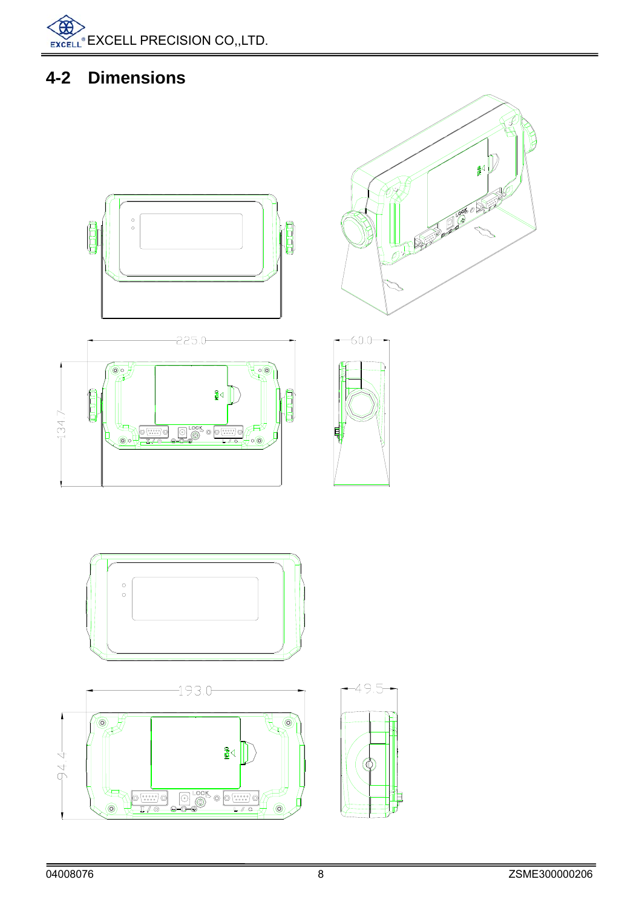## 4-2 Dimensions

225.0

60.0

134.7

193.0

49.5

94.4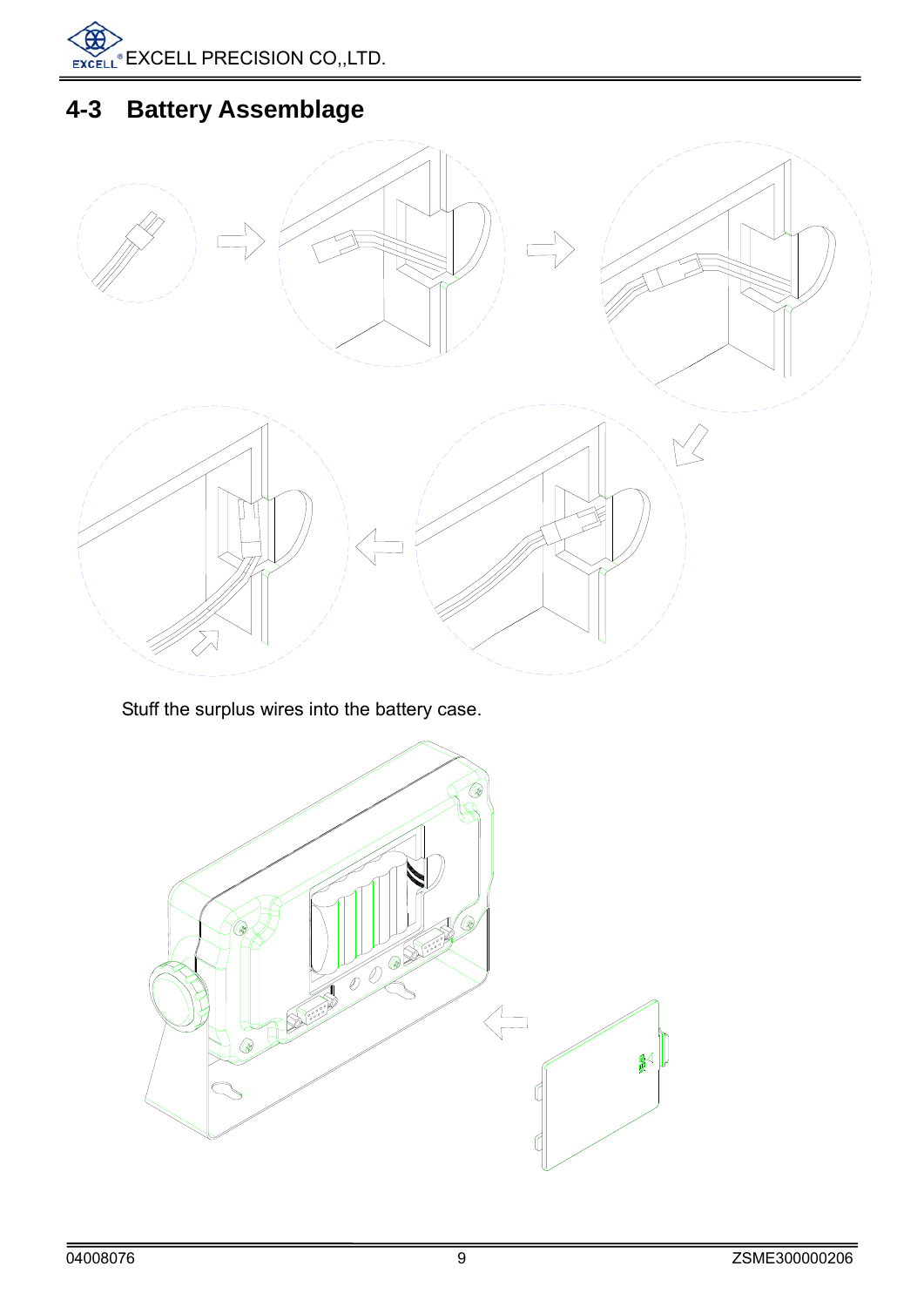## 4-3 Battery Assemblage

Stuff the surplus wires into the battery case.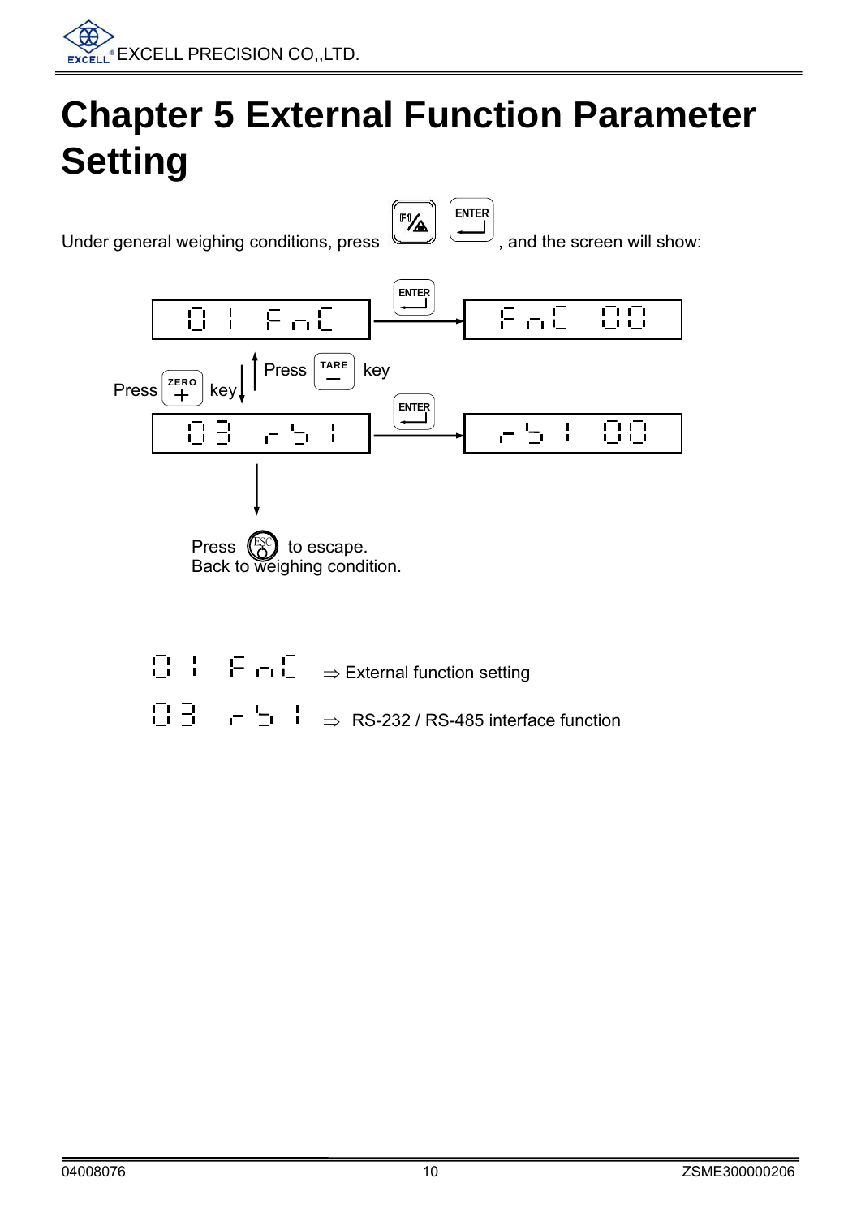# Chapter 5 External Function Parameter Setting

Under general weighing conditions, press F1 ENTER, and the screen will show:

01 FnC → (ENTER) → FnC 00

Press ZERO key ↓ ↑ Press TARE key

03 rS1 → (ENTER) → rS1 00

Press ESC to escape.
Back to weighing condition.

01 FnC ⇒ External function setting

03 rS1 ⇒ RS-232 / RS-485 interface function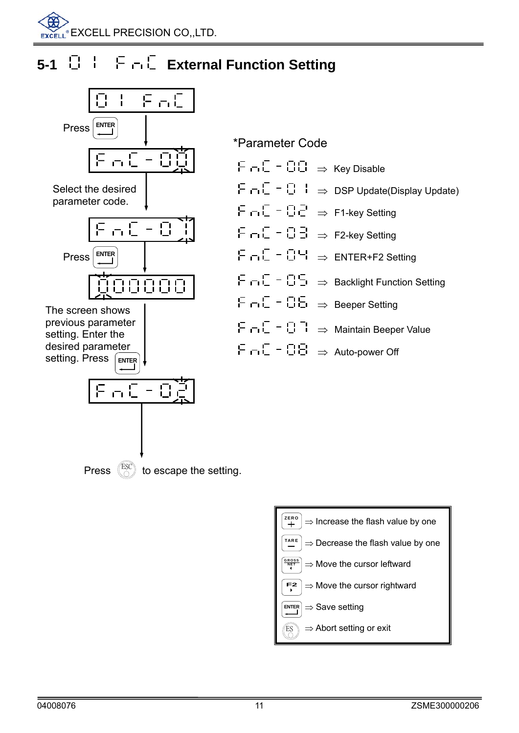## 5-1 01 FnC External Function Setting

01 FnC

Press ENTER

FnC-00

Select the desired parameter code.

FnC-01

Press ENTER

000000

The screen shows previous parameter setting. Enter the desired parameter setting. Press ENTER

FnC-02

Press ESC to escape the setting.

*Parameter Code

- FnC-00 ⇒ Key Disable
- FnC-01 ⇒ DSP Update(Display Update)
- FnC-02 ⇒ F1-key Setting
- FnC-03 ⇒ F2-key Setting
- FnC-04 ⇒ ENTER+F2 Setting
- FnC-05 ⇒ Backlight Function Setting
- FnC-06 ⇒ Beeper Setting
- FnC-07 ⇒ Maintain Beeper Value
- FnC-08 ⇒ Auto-power Off

| Key | Function |
|---|---|
| ZERO + | ⇒ Increase the flash value by one |
| TARE − | ⇒ Decrease the flash value by one |
| GROSS NET ◄ | ⇒ Move the cursor leftward |
| F2 ► | ⇒ Move the cursor rightward |
| ENTER | ⇒ Save setting |
| ESC | ⇒ Abort setting or exit |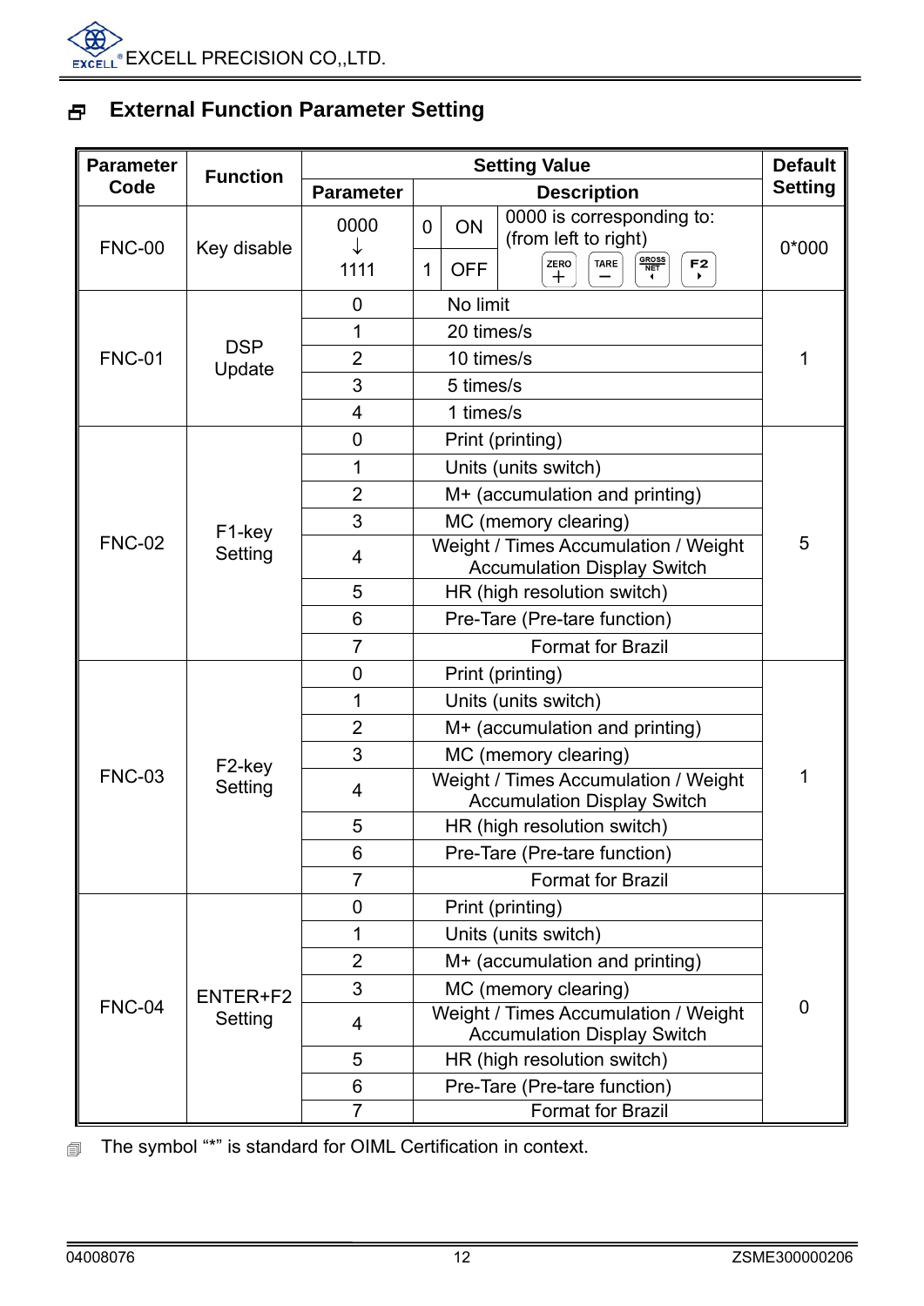## External Function Parameter Setting

| Parameter Code | Function | Setting Value | | | | Default Setting |
|---|---|---|---|---|---|---|
| | | Parameter | Description | | | |
| FNC-00 | Key disable | 0000 ↓ 1111 | 0 | ON | 0000 is corresponding to: (from left to right) ZERO, TARE, GROSS/NET, F2 | 0*000 |
| | | | 1 | OFF | | |
| FNC-01 | DSP Update | 0 | No limit | | | 1 |
| | | 1 | 20 times/s | | | |
| | | 2 | 10 times/s | | | |
| | | 3 | 5 times/s | | | |
| | | 4 | 1 times/s | | | |
| FNC-02 | F1-key Setting | 0 | Print (printing) | | | 5 |
| | | 1 | Units (units switch) | | | |
| | | 2 | M+ (accumulation and printing) | | | |
| | | 3 | MC (memory clearing) | | | |
| | | 4 | Weight / Times Accumulation / Weight Accumulation Display Switch | | | |
| | | 5 | HR (high resolution switch) | | | |
| | | 6 | Pre-Tare (Pre-tare function) | | | |
| | | 7 | Format for Brazil | | | |
| FNC-03 | F2-key Setting | 0 | Print (printing) | | | 1 |
| | | 1 | Units (units switch) | | | |
| | | 2 | M+ (accumulation and printing) | | | |
| | | 3 | MC (memory clearing) | | | |
| | | 4 | Weight / Times Accumulation / Weight Accumulation Display Switch | | | |
| | | 5 | HR (high resolution switch) | | | |
| | | 6 | Pre-Tare (Pre-tare function) | | | |
| | | 7 | Format for Brazil | | | |
| FNC-04 | ENTER+F2 Setting | 0 | Print (printing) | | | 0 |
| | | 1 | Units (units switch) | | | |
| | | 2 | M+ (accumulation and printing) | | | |
| | | 3 | MC (memory clearing) | | | |
| | | 4 | Weight / Times Accumulation / Weight Accumulation Display Switch | | | |
| | | 5 | HR (high resolution switch) | | | |
| | | 6 | Pre-Tare (Pre-tare function) | | | |
| | | 7 | Format for Brazil | | | |

The symbol "*" is standard for OIML Certification in context.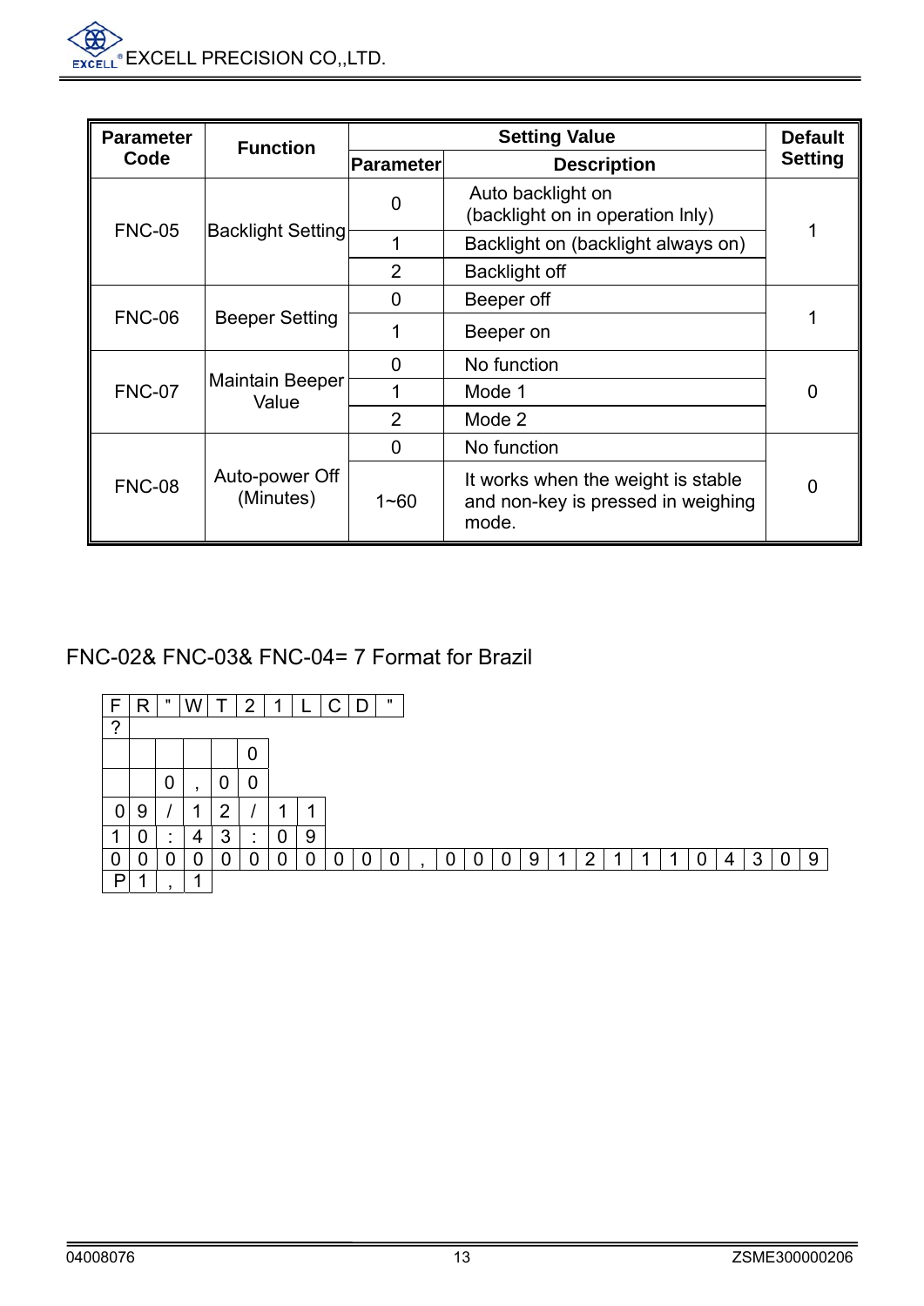| Parameter Code | Function | Setting Value | | Default Setting |
|---|---|---|---|---|
| | | Parameter | Description | |
| FNC-05 | Backlight Setting | 0 | Auto backlight on (backlight on in operation lnly) | 1 |
| | | 1 | Backlight on (backlight always on) | |
| | | 2 | Backlight off | |
| FNC-06 | Beeper Setting | 0 | Beeper off | 1 |
| | | 1 | Beeper on | |
| FNC-07 | Maintain Beeper Value | 0 | No function | 0 |
| | | 1 | Mode 1 | |
| | | 2 | Mode 2 | |
| FNC-08 | Auto-power Off (Minutes) | 0 | No function | 0 |
| | | 1~60 | It works when the weight is stable and non-key is pressed in weighing mode. | |

FNC-02& FNC-03& FNC-04= 7 Format for Brazil

```
F R " W T 2 1 L C D "
?
          0
    0 , 0 0
0 9 / 1 2 / 1 1
1 0 : 4 3 : 0 9
0 0 0 0 0 0 0 0 0 0 0 , 0 0 0 9 1 2 1 1 1 0 4 3 0 9
P 1 , 1
```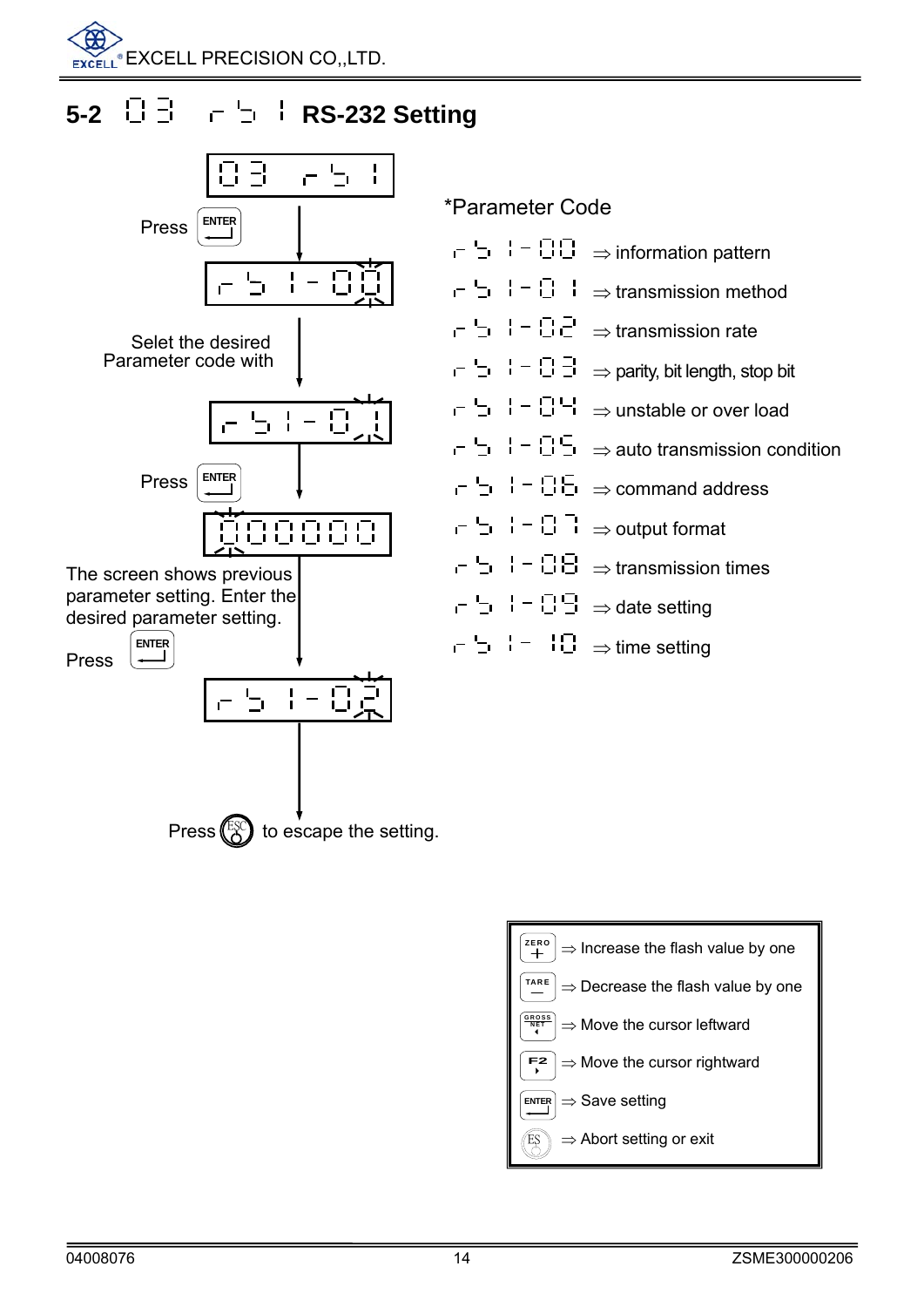## 5-2 03 rS1 RS-232 Setting

03 rS1

Press ENTER

rS1-00

Selet the desired Parameter code with

rS1-01

Press ENTER

000000

The screen shows previous parameter setting. Enter the desired parameter setting.

Press ENTER

rS1-02

Press ESC to escape the setting.

*Parameter Code

- rS1-00 ⇒ information pattern
- rS1-01 ⇒ transmission method
- rS1-02 ⇒ transmission rate
- rS1-03 ⇒ parity, bit length, stop bit
- rS1-04 ⇒ unstable or over load
- rS1-05 ⇒ auto transmission condition
- rS1-06 ⇒ command address
- rS1-07 ⇒ output format
- rS1-08 ⇒ transmission times
- rS1-09 ⇒ date setting
- rS1-10 ⇒ time setting

| Key | Function |
|---|---|
| ZERO + | ⇒ Increase the flash value by one |
| TARE — | ⇒ Decrease the flash value by one |
| GROSS NET | ⇒ Move the cursor leftward |
| F2 | ⇒ Move the cursor rightward |
| ENTER | ⇒ Save setting |
| ESC | ⇒ Abort setting or exit |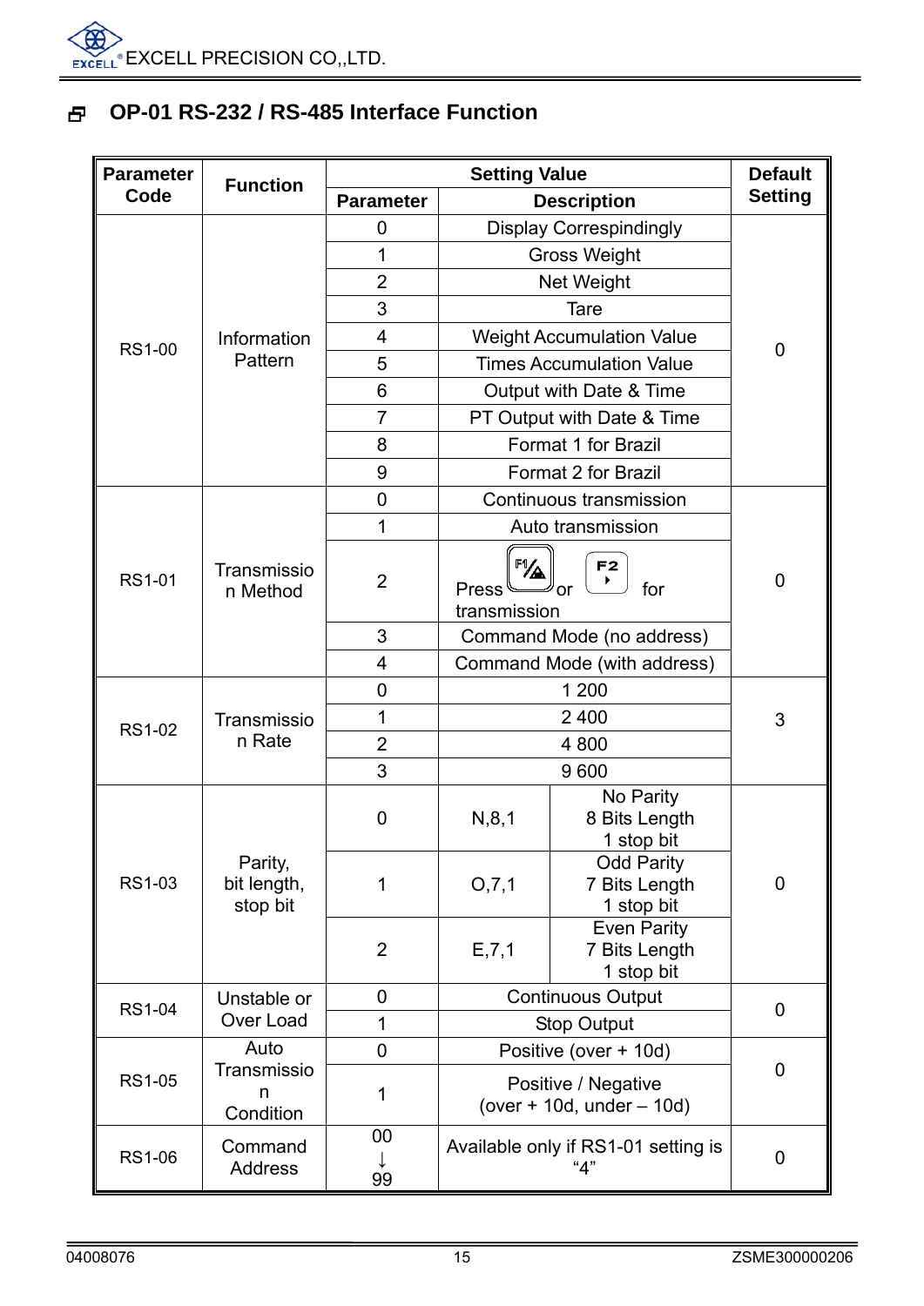## OP-01 RS-232 / RS-485 Interface Function

| Parameter Code | Function | Setting Value | | | Default Setting |
|---|---|---|---|---|---|
| | | Parameter | Description | | |
| RS1-00 | Information Pattern | 0 | Display Correspindingly | | 0 |
| | | 1 | Gross Weight | | |
| | | 2 | Net Weight | | |
| | | 3 | Tare | | |
| | | 4 | Weight Accumulation Value | | |
| | | 5 | Times Accumulation Value | | |
| | | 6 | Output with Date & Time | | |
| | | 7 | PT Output with Date & Time | | |
| | | 8 | Format 1 for Brazil | | |
| | | 9 | Format 2 for Brazil | | |
| RS1-01 | Transmission Method | 0 | Continuous transmission | | 0 |
| | | 1 | Auto transmission | | |
| | | 2 | Press F1 or F2 for transmission | | |
| | | 3 | Command Mode (no address) | | |
| | | 4 | Command Mode (with address) | | |
| RS1-02 | Transmission Rate | 0 | 1 200 | | 3 |
| | | 1 | 2 400 | | |
| | | 2 | 4 800 | | |
| | | 3 | 9 600 | | |
| RS1-03 | Parity, bit length, stop bit | 0 | N,8,1 | No Parity 8 Bits Length 1 stop bit | 0 |
| | | 1 | O,7,1 | Odd Parity 7 Bits Length 1 stop bit | |
| | | 2 | E,7,1 | Even Parity 7 Bits Length 1 stop bit | |
| RS1-04 | Unstable or Over Load | 0 | Continuous Output | | 0 |
| | | 1 | Stop Output | | |
| RS1-05 | Auto Transmission Condition | 0 | Positive (over + 10d) | | 0 |
| | | 1 | Positive / Negative (over + 10d, under – 10d) | | |
| RS1-06 | Command Address | 00 ↓ 99 | Available only if RS1-01 setting is "4" | | 0 |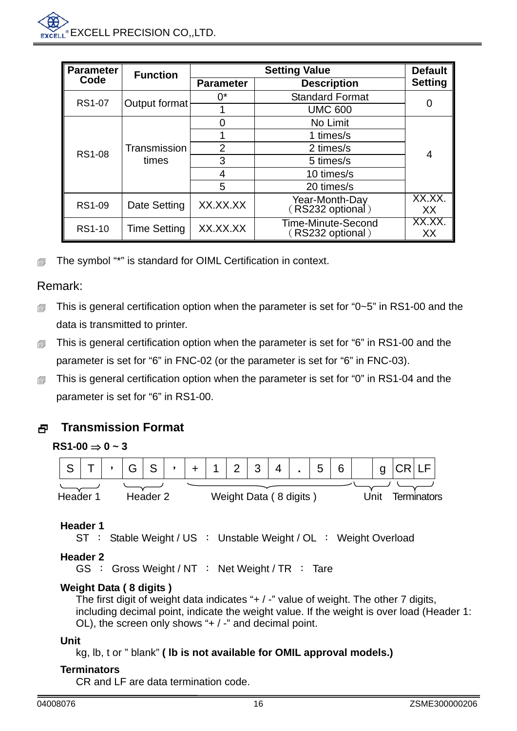| Parameter Code | Function | Setting Value | | Default Setting |
|---|---|---|---|---|
| | | Parameter | Description | |
| RS1-07 | Output format | 0* | Standard Format | 0 |
| | | 1 | UMC 600 | |
| RS1-08 | Transmission times | 0 | No Limit | 4 |
| | | 1 | 1 times/s | |
| | | 2 | 2 times/s | |
| | | 3 | 5 times/s | |
| | | 4 | 10 times/s | |
| | | 5 | 20 times/s | |
| RS1-09 | Date Setting | XX.XX.XX | Year-Month-Day（RS232 optional） | XX.XX.XX |
| RS1-10 | Time Setting | XX.XX.XX | Time-Minute-Second（RS232 optional） | XX.XX.XX |

- The symbol "*" is standard for OIML Certification in context.

Remark:

- This is general certification option when the parameter is set for "0~5" in RS1-00 and the data is transmitted to printer.
- This is general certification option when the parameter is set for "6" in RS1-00 and the parameter is set for "6" in FNC-02 (or the parameter is set for "6" in FNC-03).
- This is general certification option when the parameter is set for "0" in RS1-04 and the parameter is set for "6" in RS1-00.

## Transmission Format

**RS1-00 ⇒ 0 ~ 3**

| S | T | , | G | S | , | + | 1 | 2 | 3 | 4 | . | 5 | 6 | | g | CR | LF |
|---|---|---|---|---|---|---|---|---|---|---|---|---|---|---|---|---|---|
| Header 1 | | | Header 2 | | | Weight Data ( 8 digits ) | | | | | | | | Unit | | Terminators | |

**Header 1**

ST ： Stable Weight / US ： Unstable Weight / OL ： Weight Overload

**Header 2**

GS ： Gross Weight / NT ： Net Weight / TR ： Tare

**Weight Data ( 8 digits )**

The first digit of weight data indicates "+ / -" value of weight. The other 7 digits, including decimal point, indicate the weight value. If the weight is over load (Header 1: OL), the screen only shows "+ / -" and decimal point.

**Unit**

kg, lb, t or " blank" **( lb is not available for OMIL approval models.)**

**Terminators**

CR and LF are data termination code.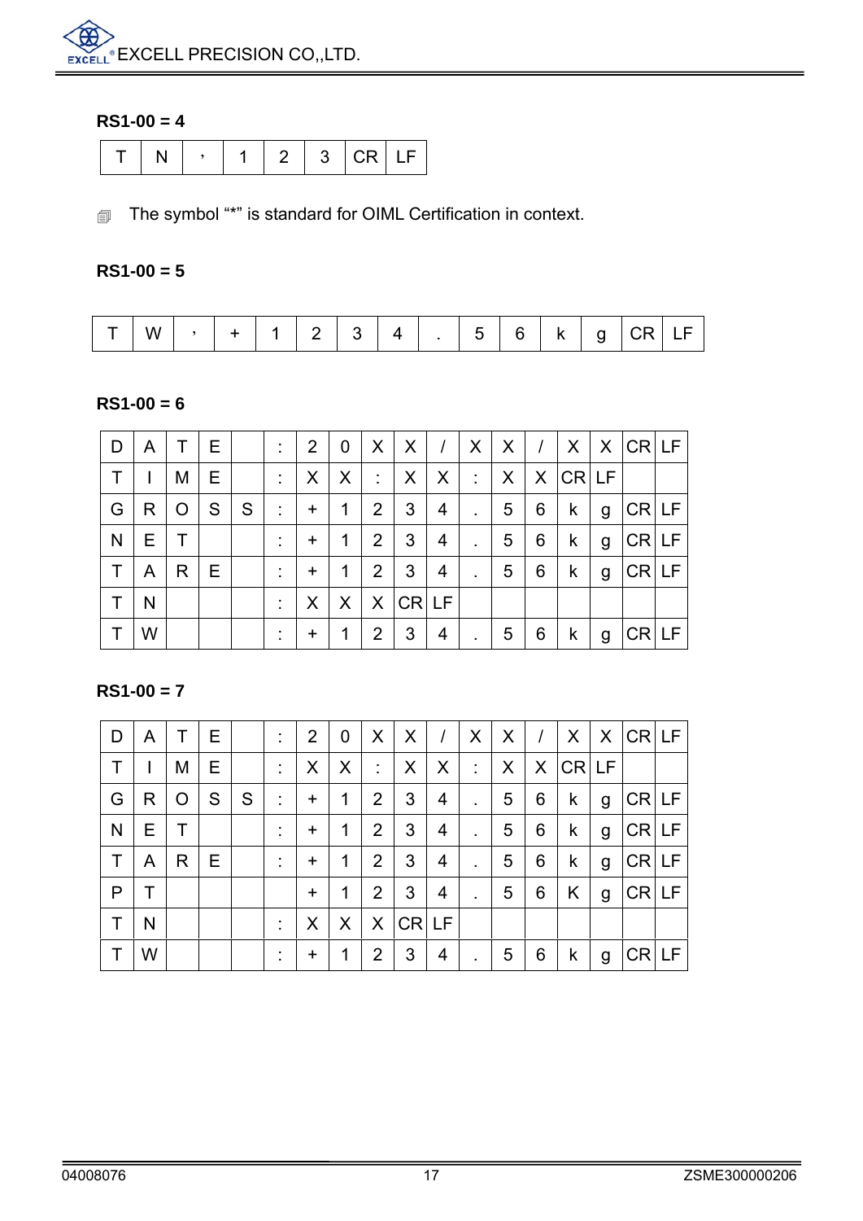**RS1-00 = 4**

| T | N | ， | 1 | 2 | 3 | CR | LF |
|---|---|---|---|---|---|---|---|

The symbol “*” is standard for OIML Certification in context.

**RS1-00 = 5**

| T | W | ， | + | 1 | 2 | 3 | 4 | . | 5 | 6 | k | g | CR | LF |
|---|---|---|---|---|---|---|---|---|---|---|---|---|---|---|

**RS1-00 = 6**

| D | A | T | E | | : | 2 | 0 | X | X | / | X | X | / | X | X | CR | LF |
|---|---|---|---|---|---|---|---|---|---|---|---|---|---|---|---|---|---|
| T | I | M | E | | : | X | X | : | X | X | : | X | X | CR | LF | | |
| G | R | O | S | S | : | + | 1 | 2 | 3 | 4 | . | 5 | 6 | k | g | CR | LF |
| N | E | T | | | : | + | 1 | 2 | 3 | 4 | . | 5 | 6 | k | g | CR | LF |
| T | A | R | E | | : | + | 1 | 2 | 3 | 4 | . | 5 | 6 | k | g | CR | LF |
| T | N | | | | : | X | X | X | CR | LF | | | | | | | |
| T | W | | | | : | + | 1 | 2 | 3 | 4 | . | 5 | 6 | k | g | CR | LF |

**RS1-00 = 7**

| D | A | T | E | | : | 2 | 0 | X | X | / | X | X | / | X | X | CR | LF |
|---|---|---|---|---|---|---|---|---|---|---|---|---|---|---|---|---|---|
| T | I | M | E | | : | X | X | : | X | X | : | X | X | CR | LF | | |
| G | R | O | S | S | : | + | 1 | 2 | 3 | 4 | . | 5 | 6 | k | g | CR | LF |
| N | E | T | | | : | + | 1 | 2 | 3 | 4 | . | 5 | 6 | k | g | CR | LF |
| T | A | R | E | | : | + | 1 | 2 | 3 | 4 | . | 5 | 6 | k | g | CR | LF |
| P | T | | | | | + | 1 | 2 | 3 | 4 | . | 5 | 6 | K | g | CR | LF |
| T | N | | | | : | X | X | X | CR | LF | | | | | | | |
| T | W | | | | : | + | 1 | 2 | 3 | 4 | . | 5 | 6 | k | g | CR | LF |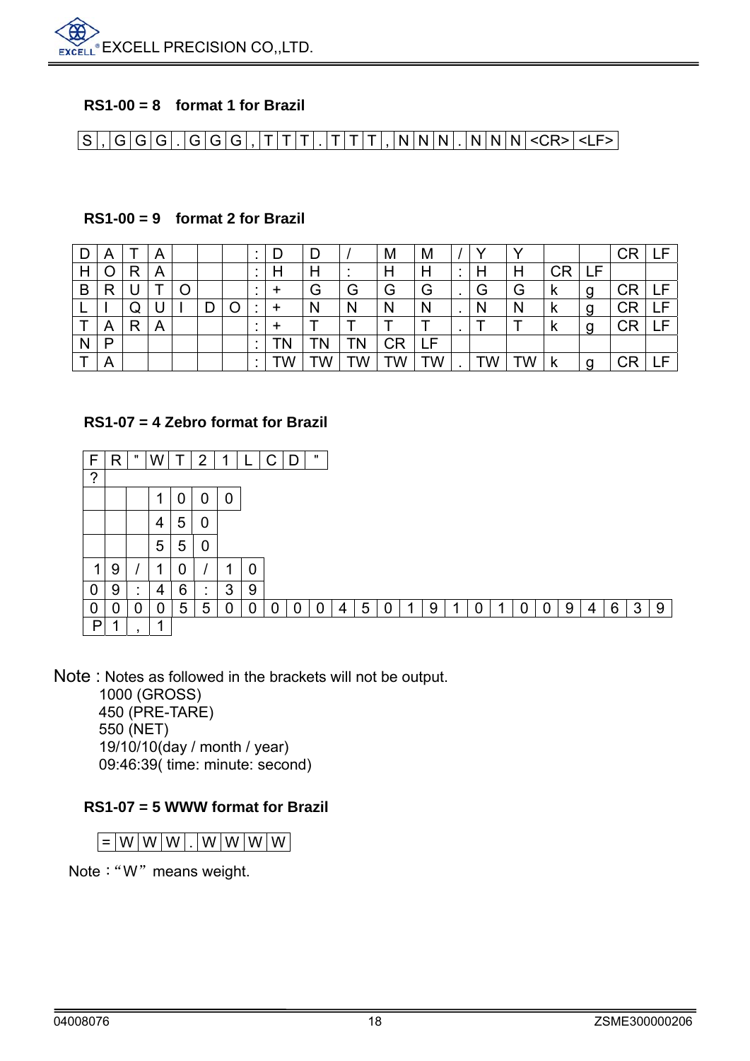**RS1-00 = 8 format 1 for Brazil**

| S | , | G | G | G | . | G | G | G | , | T | T | T | . | T | T | T | , | N | N | N | . | N | N | N | <CR> | <LF> |
|---|---|---|---|---|---|---|---|---|---|---|---|---|---|---|---|---|---|---|---|---|---|---|---|---|---|---|

**RS1-00 = 9 format 2 for Brazil**

| D | A | T | A | | | | : | D | D | / | M | M | / | Y | Y | | | CR | LF |
|---|---|---|---|---|---|---|---|---|---|---|---|---|---|---|---|---|---|---|---|
| H | O | R | A | | | | : | H | H | : | H | H | : | H | H | CR | LF | | |
| B | R | U | T | O | | | : | + | G | G | G | G | . | G | G | k | g | CR | LF |
| L | I | Q | U | I | D | O | : | + | N | N | N | N | . | N | N | k | g | CR | LF |
| T | A | R | A | | | | : | + | T | T | T | T | . | T | T | k | g | CR | LF |
| N | P | | | | | | : | TN | TN | TN | CR | LF | | | | | | | |
| T | A | | | | | | : | TW | TW | TW | TW | TW | . | TW | TW | k | g | CR | LF |

**RS1-07 = 4 Zebro format for Brazil**

| F | R | " | W | T | 2 | 1 | L | C | D | " | | | | | | | | | | | | | | |
|---|---|---|---|---|---|---|---|---|---|---|---|---|---|---|---|---|---|---|---|---|---|---|---|---|
| ? | | | | | | | | | | | | | | | | | | | | | | | | |
| | | | 1 | 0 | 0 | 0 | | | | | | | | | | | | | | | | | | |
| | | | 4 | 5 | 0 | | | | | | | | | | | | | | | | | | | |
| | | | 5 | 5 | 0 | | | | | | | | | | | | | | | | | | | |
| 1 | 9 | / | 1 | 0 | / | 1 | 0 | | | | | | | | | | | | | | | | | |
| 0 | 9 | : | 4 | 6 | : | 3 | 9 | | | | | | | | | | | | | | | | | |
| 0 | 0 | 0 | 0 | 5 | 5 | 0 | 0 | 0 | 0 | 0 | 4 | 5 | 0 | 1 | 9 | 1 | 0 | 1 | 0 | 0 | 9 | 4 | 6 | 3 | 9 |
| P | 1 | , | 1 | | | | | | | | | | | | | | | | | | | | | |

Note : Notes as followed in the brackets will not be output.
1000 (GROSS)
450 (PRE-TARE)
550 (NET)
19/10/10(day / month / year)
09:46:39( time: minute: second)

**RS1-07 = 5 WWW format for Brazil**

| = | W | W | W | . | W | W | W | W |
|---|---|---|---|---|---|---|---|---|

Note："W" means weight.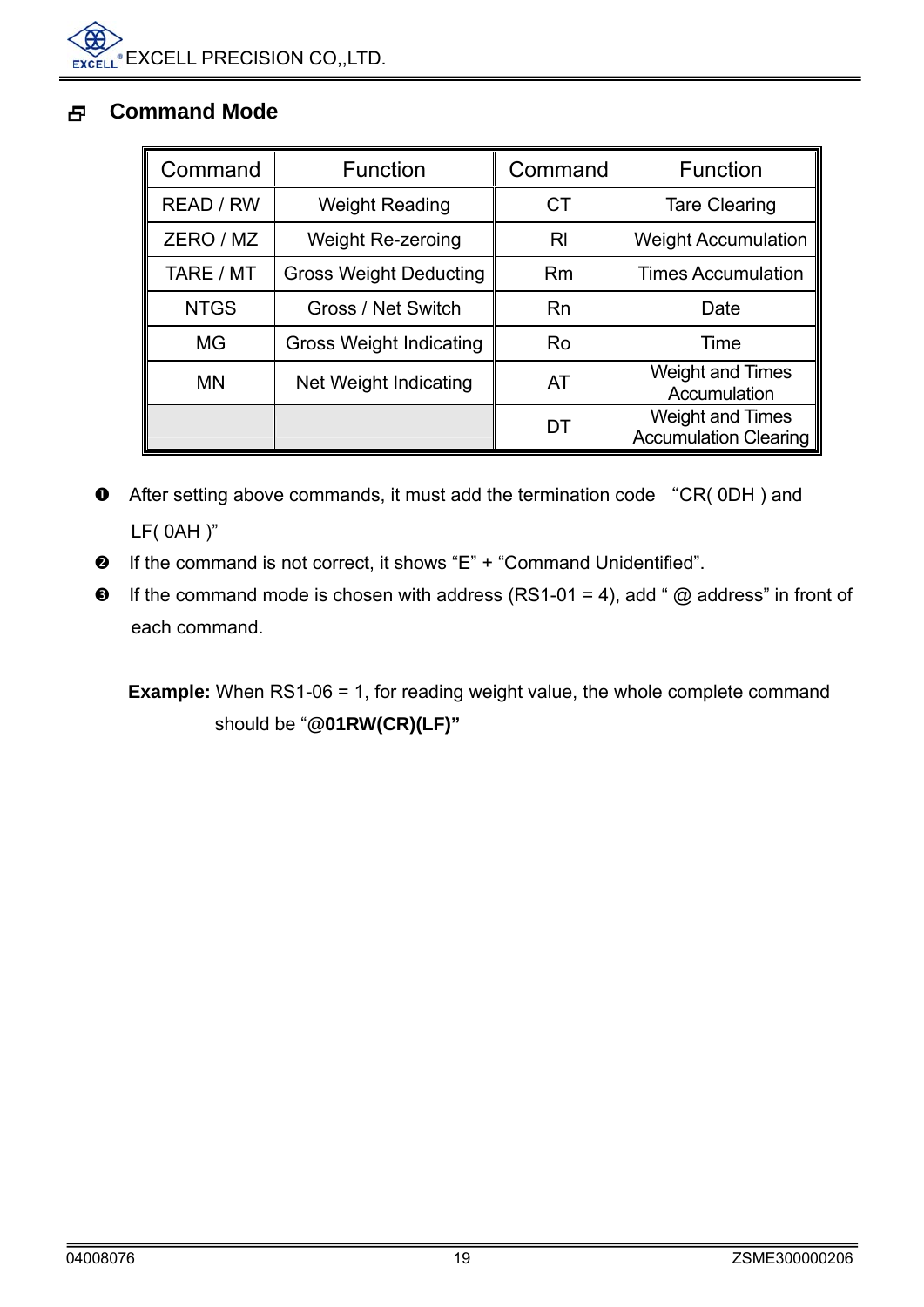## Command Mode

| Command | Function | Command | Function |
|---|---|---|---|
| READ / RW | Weight Reading | CT | Tare Clearing |
| ZERO / MZ | Weight Re-zeroing | Rl | Weight Accumulation |
| TARE / MT | Gross Weight Deducting | Rm | Times Accumulation |
| NTGS | Gross / Net Switch | Rn | Date |
| MG | Gross Weight Indicating | Ro | Time |
| MN | Net Weight Indicating | AT | Weight and Times Accumulation |
| | | DT | Weight and Times Accumulation Clearing |

1. After setting above commands, it must add the termination code "CR( 0DH ) and LF( 0AH )"
2. If the command is not correct, it shows "E" + "Command Unidentified".
3. If the command mode is chosen with address (RS1-01 = 4), add " @ address" in front of each command.

**Example:** When RS1-06 = 1, for reading weight value, the whole complete command should be "@**01RW(CR)(LF)"**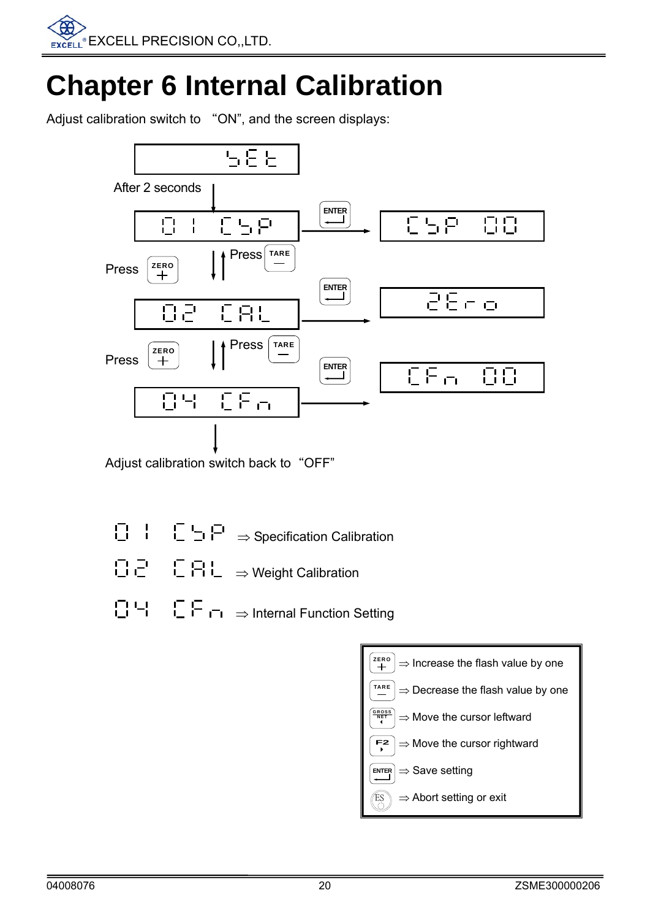# Chapter 6 Internal Calibration

Adjust calibration switch to "ON", and the screen displays:

SEt

After 2 seconds

01 CSP → ENTER → CSP 00

Press ZERO + ↓ ↑ Press TARE —

02 CAL → ENTER → ZEro

Press ZERO + ↓ ↑ Press TARE —

04 CFn → ENTER → CFn 00

Adjust calibration switch back to "OFF"

01 CSP ⇒ Specification Calibration

02 CAL ⇒ Weight Calibration

04 CFn ⇒ Internal Function Setting

| Key | Function |
|---|---|
| ZERO + | ⇒ Increase the flash value by one |
| TARE — | ⇒ Decrease the flash value by one |
| GROSS/NET ◂ | ⇒ Move the cursor leftward |
| F2 ▸ | ⇒ Move the cursor rightward |
| ENTER | ⇒ Save setting |
| ES | ⇒ Abort setting or exit |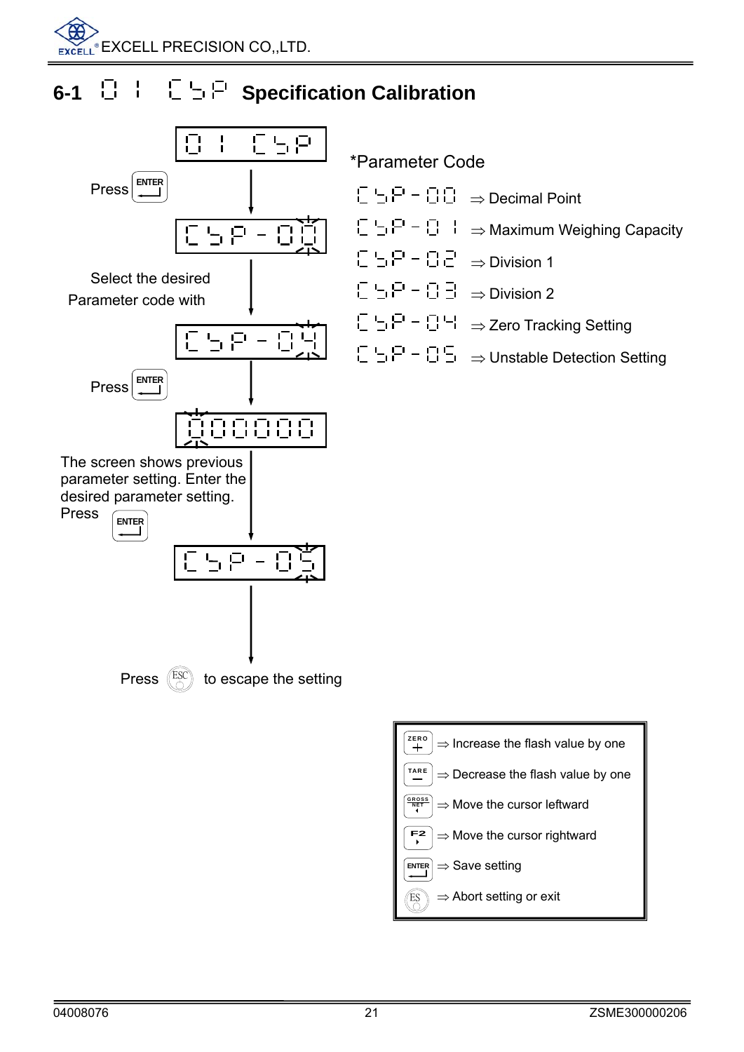## 6-1 01 CSP Specification Calibration

01 CSP

Press ENTER

CSP-00

Select the desired Parameter code with

CSP-04

Press ENTER

000000

The screen shows previous parameter setting. Enter the desired parameter setting. Press ENTER

CSP-05

Press ESC to escape the setting

*Parameter Code

- CSP-00 ⇒ Decimal Point
- CSP-01 ⇒ Maximum Weighing Capacity
- CSP-02 ⇒ Division 1
- CSP-03 ⇒ Division 2
- CSP-04 ⇒ Zero Tracking Setting
- CSP-05 ⇒ Unstable Detection Setting

| Key | Function |
|---|---|
| ZERO + | ⇒ Increase the flash value by one |
| TARE − | ⇒ Decrease the flash value by one |
| GROSS NET ◂ | ⇒ Move the cursor leftward |
| F2 ▸ | ⇒ Move the cursor rightward |
| ENTER | ⇒ Save setting |
| ESC | ⇒ Abort setting or exit |

04008076 ZSME300000206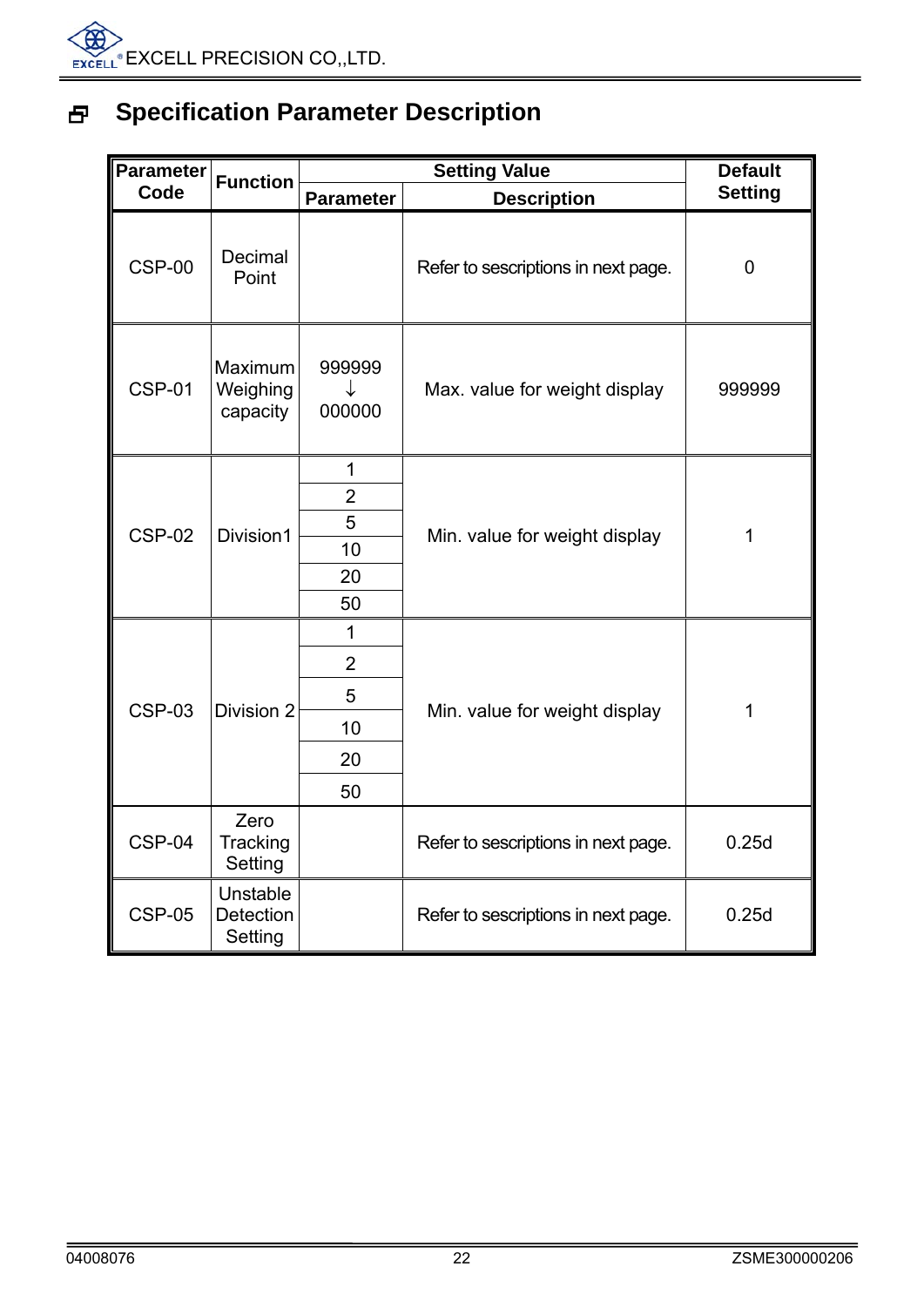# Specification Parameter Description

| Parameter Code | Function | Setting Value | | Default Setting |
|---|---|---|---|---|
| | | Parameter | Description | |
| CSP-00 | Decimal Point | | Refer to sescriptions in next page. | 0 |
| CSP-01 | Maximum Weighing capacity | 999999 ↓ 000000 | Max. value for weight display | 999999 |
| CSP-02 | Division1 | 1 | Min. value for weight display | 1 |
| | | 2 | | |
| | | 5 | | |
| | | 10 | | |
| | | 20 | | |
| | | 50 | | |
| CSP-03 | Division 2 | 1 | Min. value for weight display | 1 |
| | | 2 | | |
| | | 5 | | |
| | | 10 | | |
| | | 20 | | |
| | | 50 | | |
| CSP-04 | Zero Tracking Setting | | Refer to sescriptions in next page. | 0.25d |
| CSP-05 | Unstable Detection Setting | | Refer to sescriptions in next page. | 0.25d |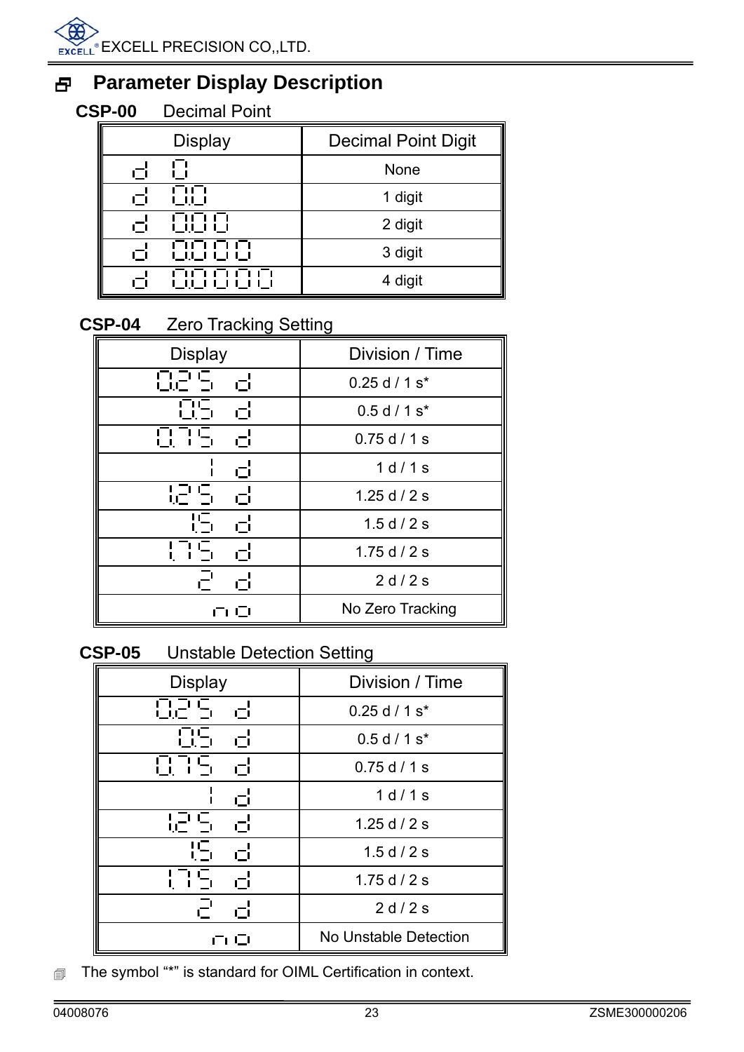# Parameter Display Description

**CSP-00** Decimal Point

| Display | Decimal Point Digit |
|---|---|
| d 0 | None |
| d 0.0 | 1 digit |
| d 0.00 | 2 digit |
| d 0.000 | 3 digit |
| d 0.0000 | 4 digit |

**CSP-04** Zero Tracking Setting

| Display | Division / Time |
|---|---|
| 0.25 d | 0.25 d / 1 s* |
| 0.5 d | 0.5 d / 1 s* |
| 0.75 d | 0.75 d / 1 s |
| 1 d | 1 d / 1 s |
| 1.25 d | 1.25 d / 2 s |
| 1.5 d | 1.5 d / 2 s |
| 1.75 d | 1.75 d / 2 s |
| 2 d | 2 d / 2 s |
| no | No Zero Tracking |

**CSP-05** Unstable Detection Setting

| Display | Division / Time |
|---|---|
| 0.25 d | 0.25 d / 1 s* |
| 0.5 d | 0.5 d / 1 s* |
| 0.75 d | 0.75 d / 1 s |
| 1 d | 1 d / 1 s |
| 1.25 d | 1.25 d / 2 s |
| 1.5 d | 1.5 d / 2 s |
| 1.75 d | 1.75 d / 2 s |
| 2 d | 2 d / 2 s |
| no | No Unstable Detection |

The symbol "*" is standard for OIML Certification in context.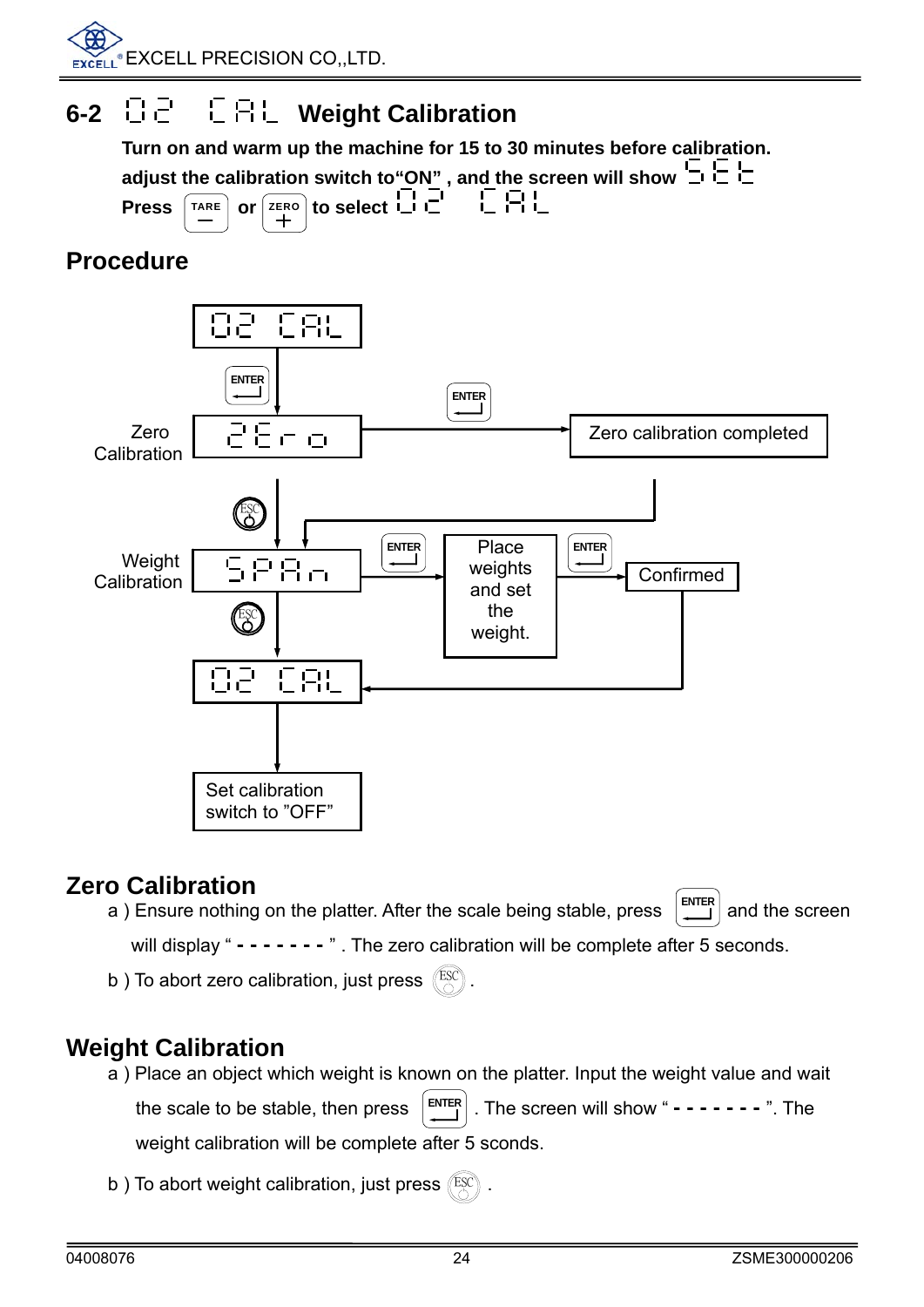## 6-2 02 CAL Weight Calibration

**Turn on and warm up the machine for 15 to 30 minutes before calibration.**

**adjust the calibration switch to"ON" , and the screen will show SEt**

**Press TARE or ZERO to select 02 CAL**

## Procedure

02 CAL

ENTER

Zero Calibration — ZEro — ENTER → Zero calibration completed

ESC

Weight Calibration — SPAn — ENTER → Place weights and set the weight. — ENTER → Confirmed

ESC

02 CAL

Set calibration switch to "OFF"

## Zero Calibration

a ) Ensure nothing on the platter. After the scale being stable, press ENTER and the screen will display " - - - - - - - " . The zero calibration will be complete after 5 seconds.

b ) To abort zero calibration, just press ESC .

## Weight Calibration

a ) Place an object which weight is known on the platter. Input the weight value and wait the scale to be stable, then press ENTER . The screen will show " - - - - - - - ". The weight calibration will be complete after 5 sconds.

b ) To abort weight calibration, just press ESC .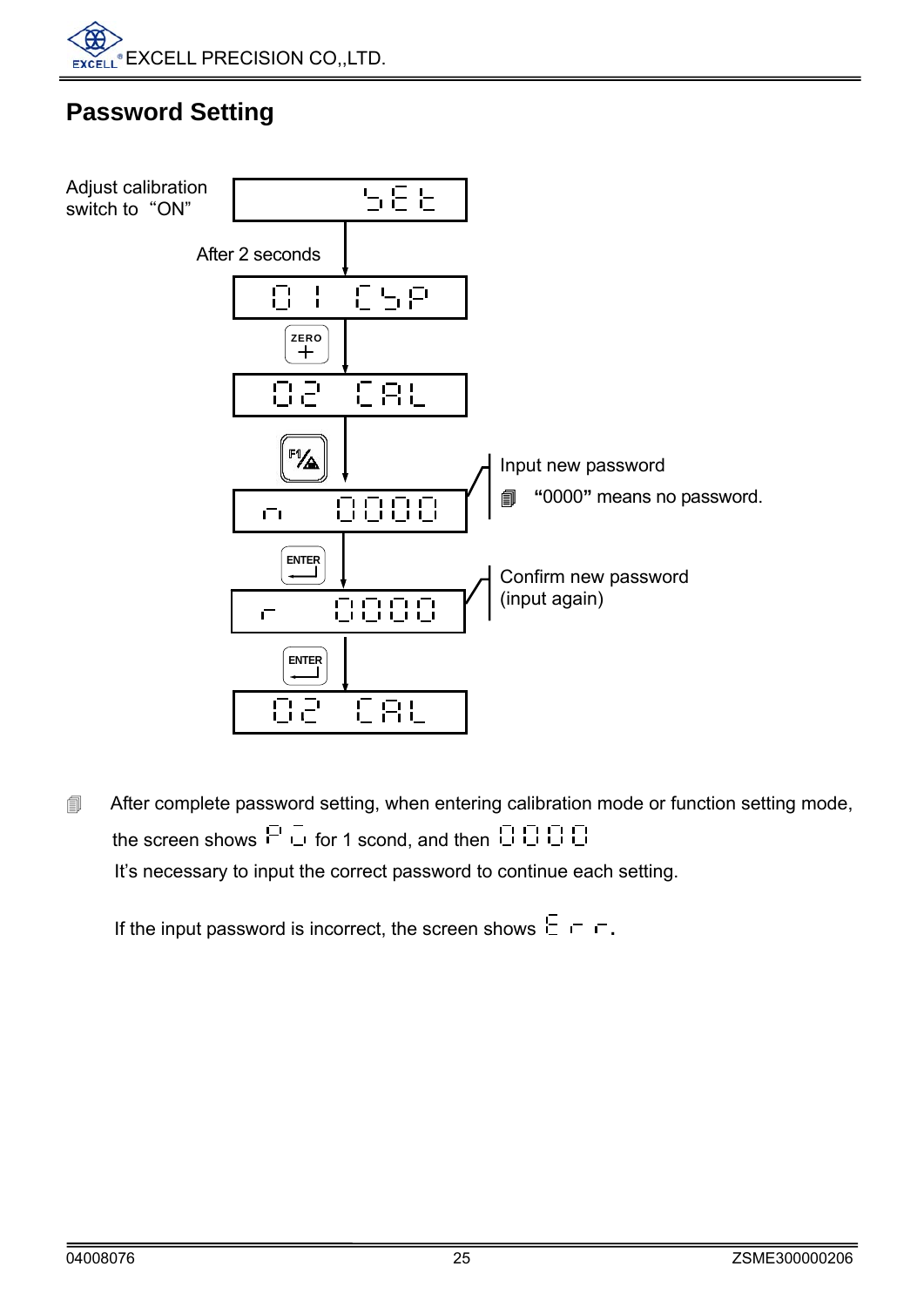## Password Setting

Adjust calibration switch to "ON"

SEt

After 2 seconds

01 CSP

ZERO +

02 CAL

F1 / %

n 0000

Input new password

"0000" means no password.

ENTER

r 0000

Confirm new password (input again)

ENTER

02 CAL

After complete password setting, when entering calibration mode or function setting mode, the screen shows P u for 1 scond, and then 0000

It's necessary to input the correct password to continue each setting.

If the input password is incorrect, the screen shows Err.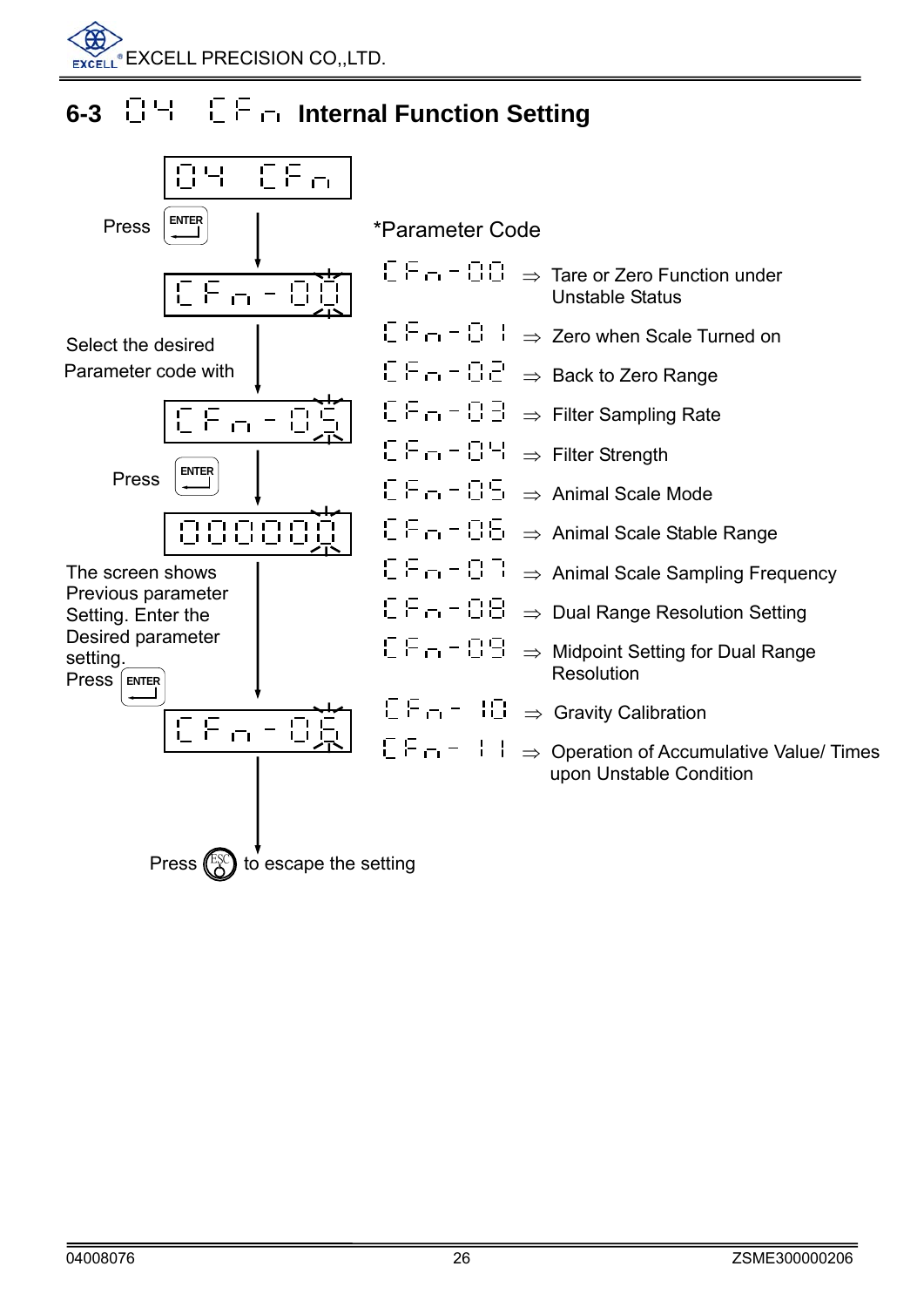## 6-3 04 CFn Internal Function Setting

04 CFn

Press ENTER

CFn-00

Select the desired Parameter code with

CFn-05

Press ENTER

000000

The screen shows Previous parameter Setting. Enter the Desired parameter setting.
Press ENTER

CFn-06

Press ESC to escape the setting

*Parameter Code

- CFn-00 ⇒ Tare or Zero Function under Unstable Status
- CFn-01 ⇒ Zero when Scale Turned on
- CFn-02 ⇒ Back to Zero Range
- CFn-03 ⇒ Filter Sampling Rate
- CFn-04 ⇒ Filter Strength
- CFn-05 ⇒ Animal Scale Mode
- CFn-06 ⇒ Animal Scale Stable Range
- CFn-07 ⇒ Animal Scale Sampling Frequency
- CFn-08 ⇒ Dual Range Resolution Setting
- CFn-09 ⇒ Midpoint Setting for Dual Range Resolution
- CFn-10 ⇒ Gravity Calibration
- CFn-11 ⇒ Operation of Accumulative Value/ Times upon Unstable Condition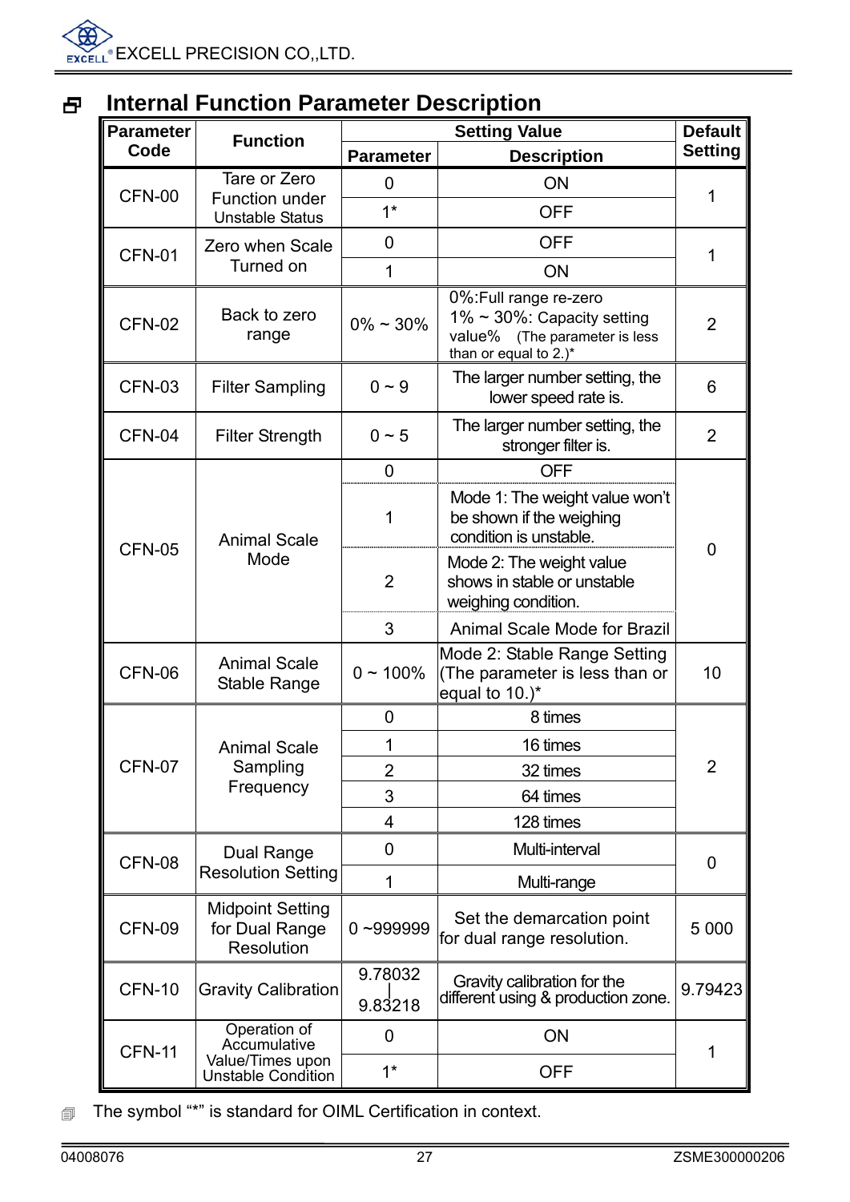# Internal Function Parameter Description

| Parameter Code | Function | Setting Value | | Default Setting |
|---|---|---|---|---|
| | | Parameter | Description | |
| CFN-00 | Tare or Zero Function under Unstable Status | 0 | ON | 1 |
| | | 1* | OFF | |
| CFN-01 | Zero when Scale Turned on | 0 | OFF | 1 |
| | | 1 | ON | |
| CFN-02 | Back to zero range | 0% ~ 30% | 0%:Full range re-zero<br>1% ~ 30%: Capacity setting value% (The parameter is less than or equal to 2.)* | 2 |
| CFN-03 | Filter Sampling | 0 ~ 9 | The larger number setting, the lower speed rate is. | 6 |
| CFN-04 | Filter Strength | 0 ~ 5 | The larger number setting, the stronger filter is. | 2 |
| CFN-05 | Animal Scale Mode | 0 | OFF | 0 |
| | | 1 | Mode 1: The weight value won't be shown if the weighing condition is unstable. | |
| | | 2 | Mode 2: The weight value shows in stable or unstable weighing condition. | |
| | | 3 | Animal Scale Mode for Brazil | |
| CFN-06 | Animal Scale Stable Range | 0 ~ 100% | Mode 2: Stable Range Setting (The parameter is less than or equal to 10.)* | 10 |
| CFN-07 | Animal Scale Sampling Frequency | 0 | 8 times | 2 |
| | | 1 | 16 times | |
| | | 2 | 32 times | |
| | | 3 | 64 times | |
| | | 4 | 128 times | |
| CFN-08 | Dual Range Resolution Setting | 0 | Multi-interval | 0 |
| | | 1 | Multi-range | |
| CFN-09 | Midpoint Setting for Dual Range Resolution | 0 ~999999 | Set the demarcation point for dual range resolution. | 5 000 |
| CFN-10 | Gravity Calibration | 9.78032 \| 9.83218 | Gravity calibration for the different using & production zone. | 9.79423 |
| CFN-11 | Operation of Accumulative Value/Times upon Unstable Condition | 0 | ON | 1 |
| | | 1* | OFF | |

The symbol "*" is standard for OIML Certification in context.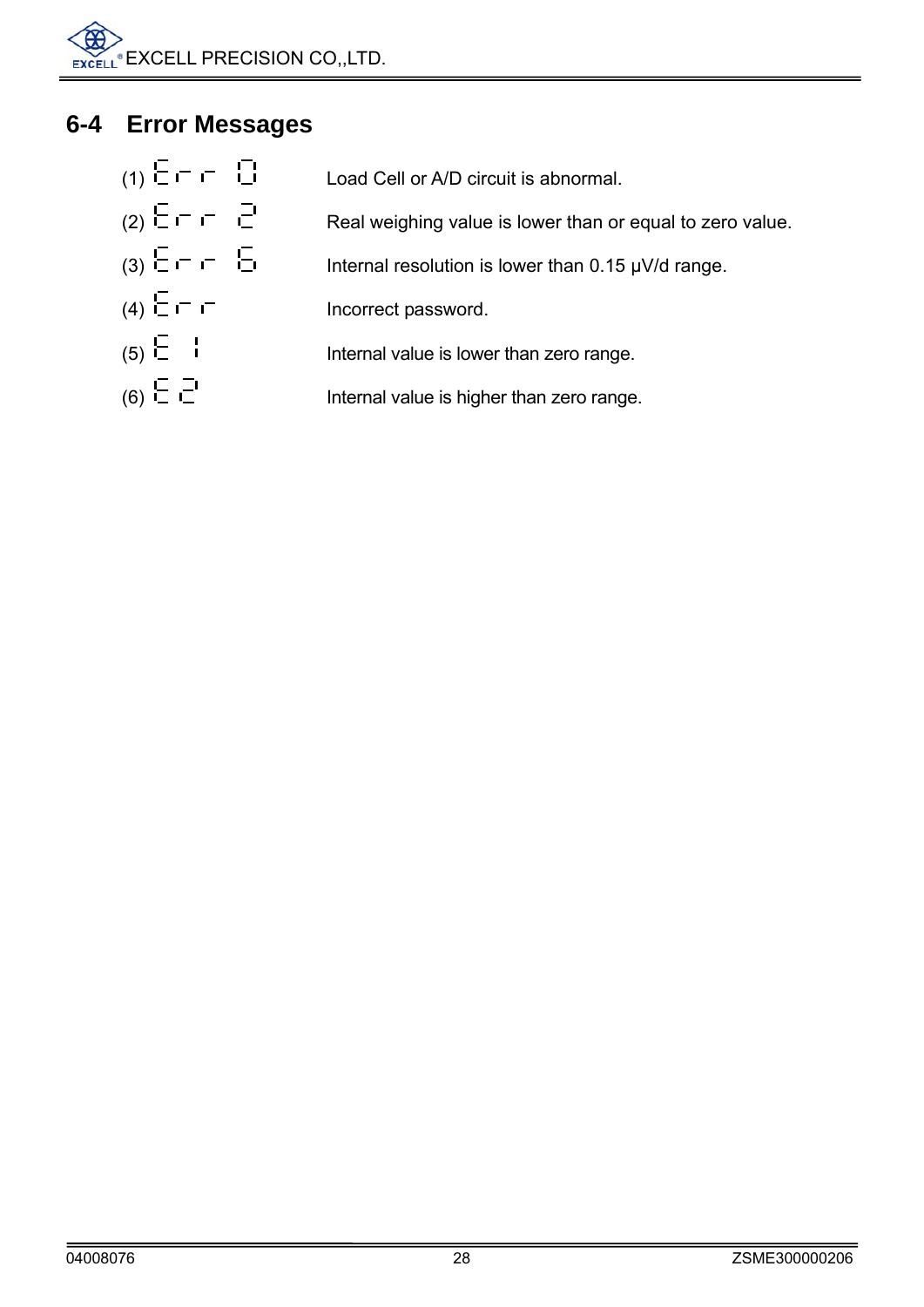## 6-4 Error Messages

(1) Err 0 — Load Cell or A/D circuit is abnormal.

(2) Err 2 — Real weighing value is lower than or equal to zero value.

(3) Err 6 — Internal resolution is lower than 0.15 μV/d range.

(4) Err — Incorrect password.

(5) E 1 — Internal value is lower than zero range.

(6) E 2 — Internal value is higher than zero range.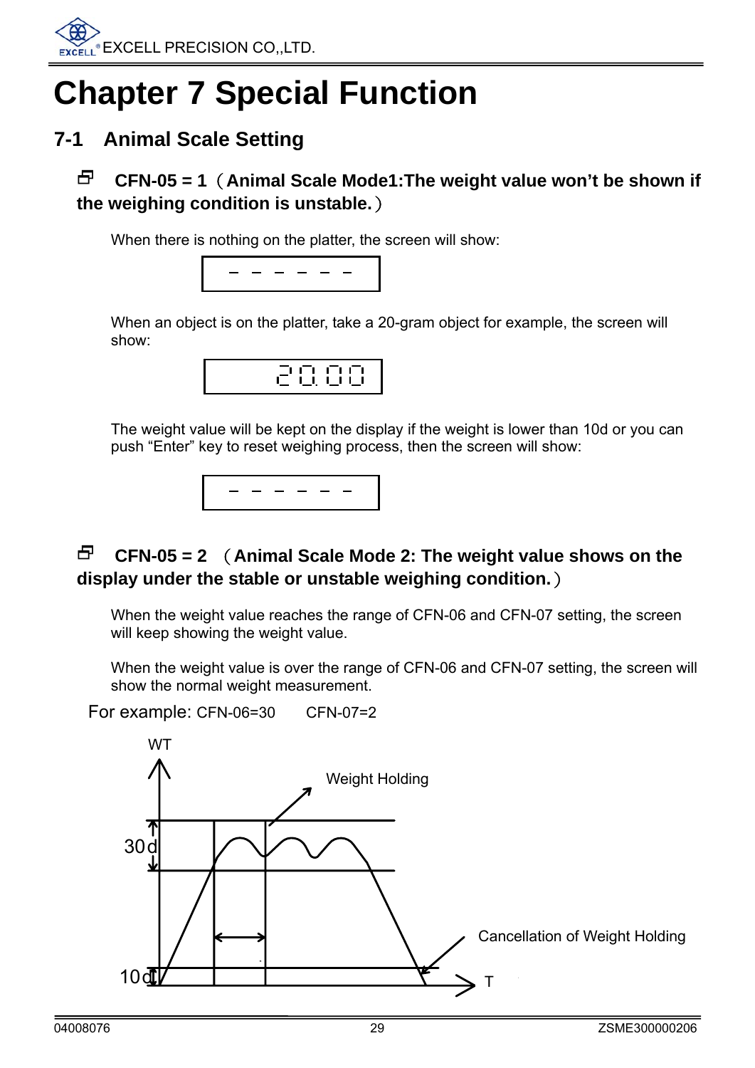# Chapter 7 Special Function

## 7-1 Animal Scale Setting

### CFN-05 = 1（Animal Scale Mode1:The weight value won't be shown if the weighing condition is unstable.）

When there is nothing on the platter, the screen will show:

```
– – – – – –
```

When an object is on the platter, take a 20-gram object for example, the screen will show:

```
20.00
```

The weight value will be kept on the display if the weight is lower than 10d or you can push "Enter" key to reset weighing process, then the screen will show:

```
– – – – – –
```

### CFN-05 = 2 （Animal Scale Mode 2: The weight value shows on the display under the stable or unstable weighing condition.）

When the weight value reaches the range of CFN-06 and CFN-07 setting, the screen will keep showing the weight value.

When the weight value is over the range of CFN-06 and CFN-07 setting, the screen will show the normal weight measurement.

For example: CFN-06=30 CFN-07=2

WT

Weight Holding

30d

Cancellation of Weight Holding

10d

T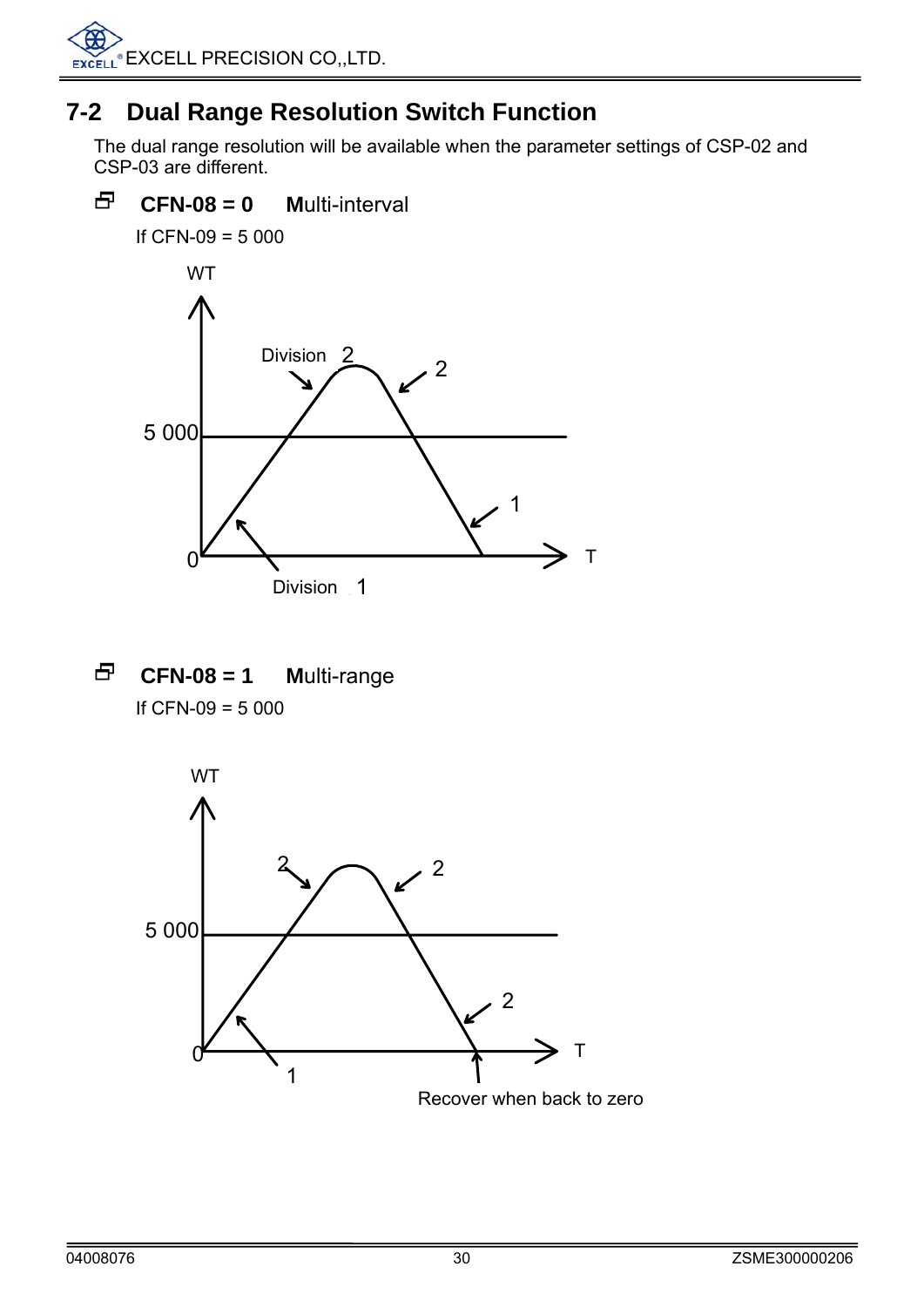## 7-2 Dual Range Resolution Switch Function

The dual range resolution will be available when the parameter settings of CSP-02 and CSP-03 are different.

**CFN-08 = 0** **M**ulti-interval

If CFN-09 = 5 000

WT

Division 2

2

5 000

1

0

T

Division 1

**CFN-08 = 1** **M**ulti-range

If CFN-09 = 5 000

WT

2

2

5 000

2

0

T

1

Recover when back to zero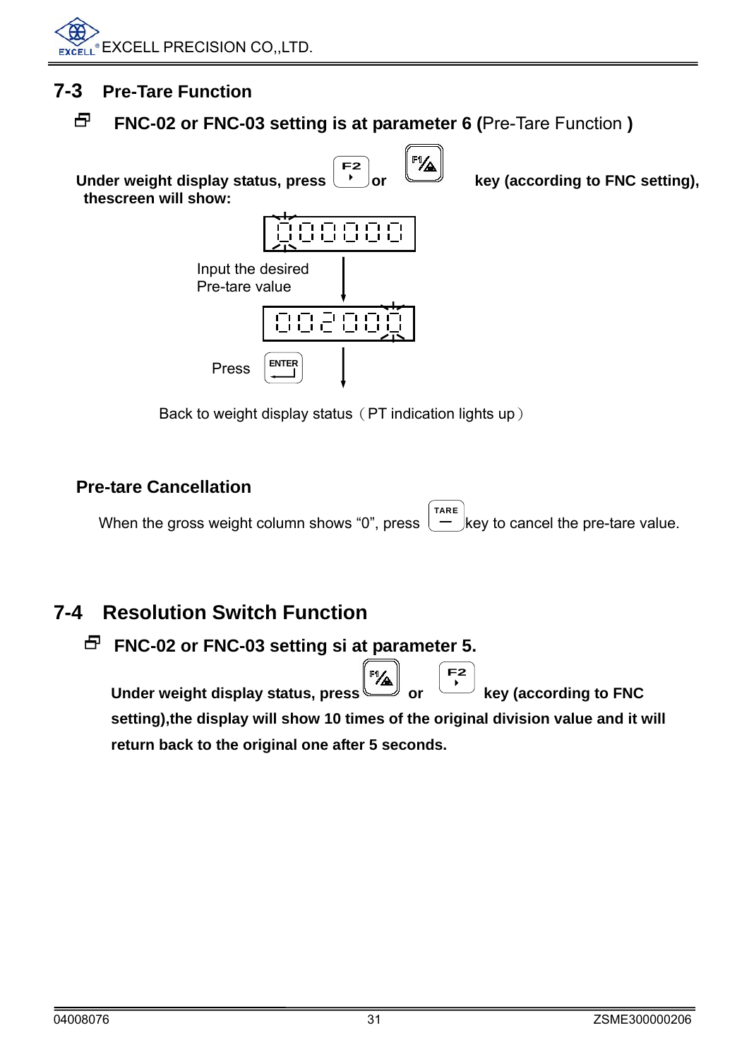## 7-3 Pre-Tare Function

### FNC-02 or FNC-03 setting is at parameter 6 (Pre-Tare Function )

**Under weight display status, press F2 or F1 key (according to FNC setting), thescreen will show:**

000000

Input the desired Pre-tare value

002000

Press ENTER

Back to weight display status（PT indication lights up）

### Pre-tare Cancellation

When the gross weight column shows “0”, press TARE key to cancel the pre-tare value.

## 7-4 Resolution Switch Function

### FNC-02 or FNC-03 setting si at parameter 5.

**Under weight display status, press F1 or F2 key (according to FNC setting),the display will show 10 times of the original division value and it will return back to the original one after 5 seconds.**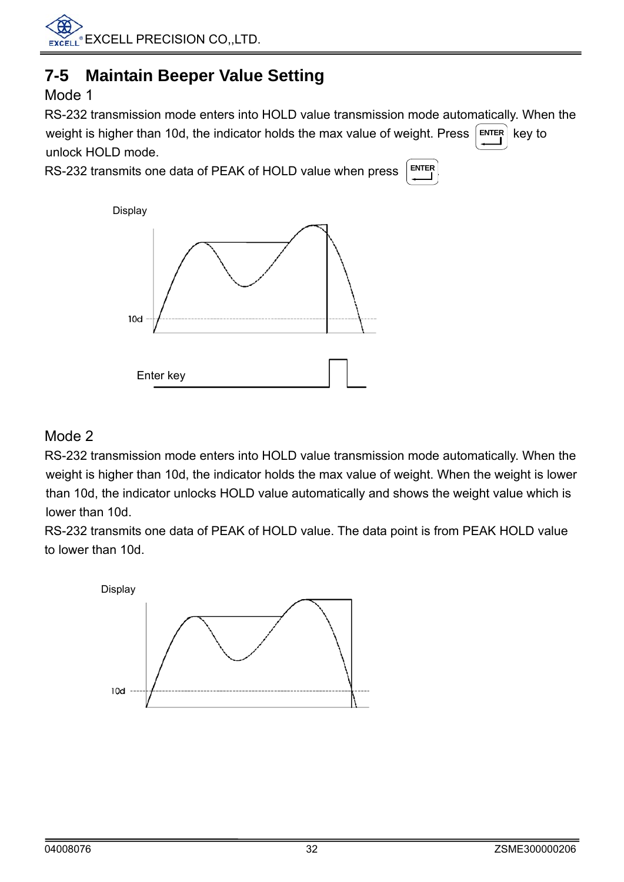## 7-5 Maintain Beeper Value Setting

Mode 1

RS-232 transmission mode enters into HOLD value transmission mode automatically. When the weight is higher than 10d, the indicator holds the max value of weight. Press ENTER key to unlock HOLD mode.

RS-232 transmits one data of PEAK of HOLD value when press ENTER.

Display

10d

Enter key

Mode 2

RS-232 transmission mode enters into HOLD value transmission mode automatically. When the weight is higher than 10d, the indicator holds the max value of weight. When the weight is lower than 10d, the indicator unlocks HOLD value automatically and shows the weight value which is lower than 10d.

RS-232 transmits one data of PEAK of HOLD value. The data point is from PEAK HOLD value to lower than 10d.

Display

10d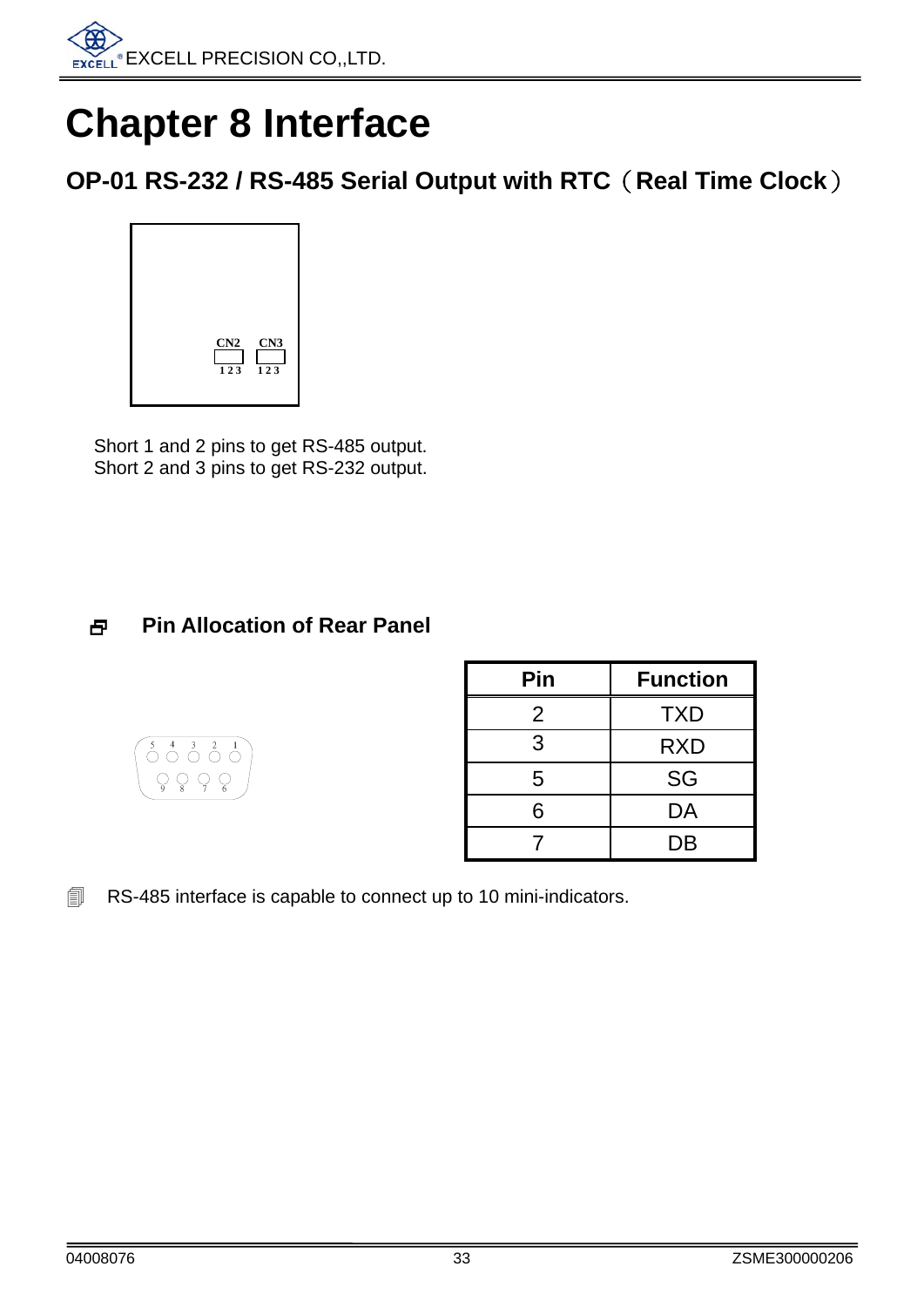# Chapter 8 Interface

## OP-01 RS-232 / RS-485 Serial Output with RTC（Real Time Clock）

CN2 CN3
1 2 3 1 2 3

Short 1 and 2 pins to get RS-485 output.
Short 2 and 3 pins to get RS-232 output.

### Pin Allocation of Rear Panel

| Pin | Function |
|---|---|
| 2 | TXD |
| 3 | RXD |
| 5 | SG |
| 6 | DA |
| 7 | DB |

RS-485 interface is capable to connect up to 10 mini-indicators.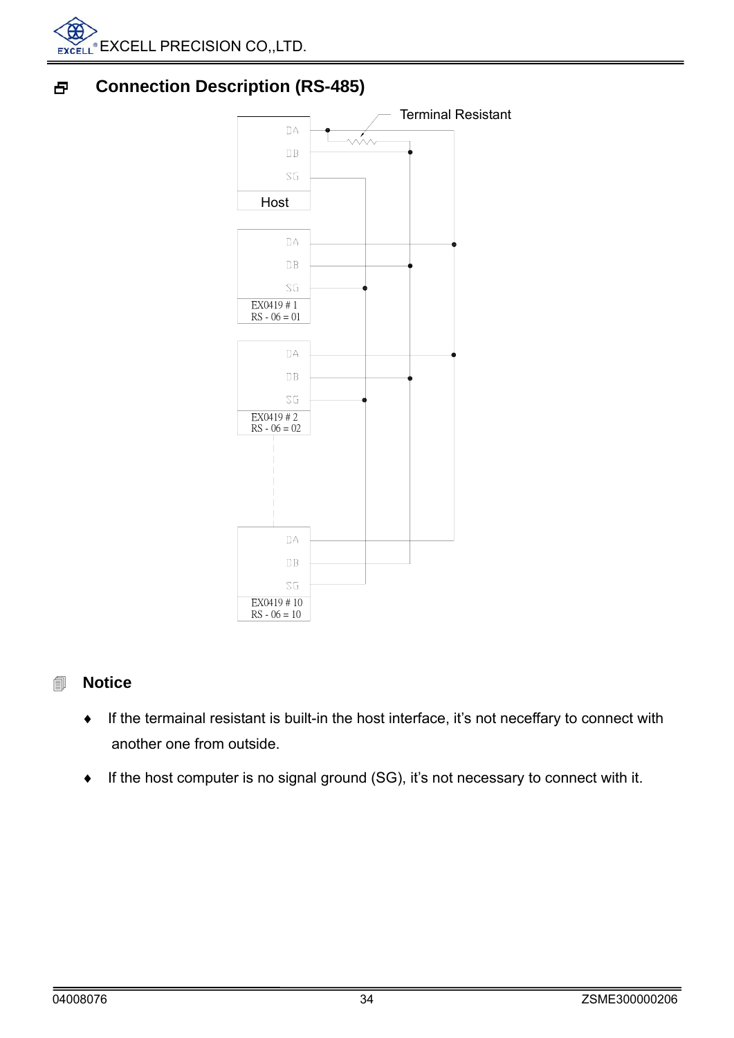## Connection Description (RS-485)

Terminal Resistant

| Device | Pins |
|---|---|
| Host | DA, DB, SG |
| EX0419 # 1, RS - 06 = 01 | DA, DB, SG |
| EX0419 # 2, RS - 06 = 02 | DA, DB, SG |
| EX0419 # 10, RS - 06 = 10 | DA, DB, SG |

## Notice

- If the termainal resistant is built-in the host interface, it's not neceffary to connect with another one from outside.
- If the host computer is no signal ground (SG), it's not necessary to connect with it.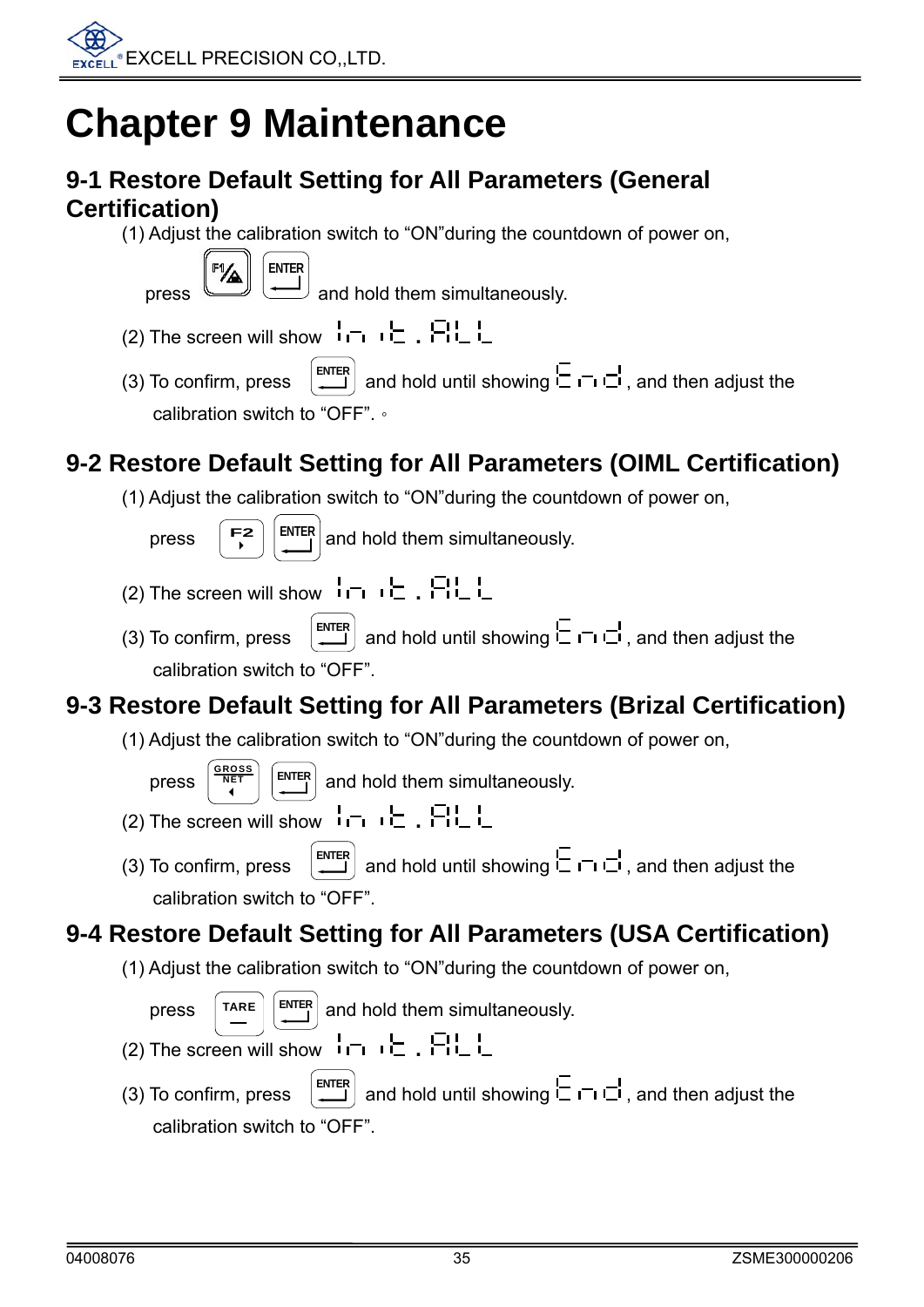# Chapter 9 Maintenance

## 9-1 Restore Default Setting for All Parameters (General Certification)

(1) Adjust the calibration switch to "ON"during the countdown of power on,

press [F1] [ENTER] and hold them simultaneously.

(2) The screen will show init.ALL

(3) To confirm, press [ENTER] and hold until showing End, and then adjust the calibration switch to "OFF". 。

## 9-2 Restore Default Setting for All Parameters (OIML Certification)

(1) Adjust the calibration switch to "ON"during the countdown of power on,

press [F2] [ENTER] and hold them simultaneously.

(2) The screen will show init.ALL

(3) To confirm, press [ENTER] and hold until showing End, and then adjust the calibration switch to "OFF".

## 9-3 Restore Default Setting for All Parameters (Brizal Certification)

(1) Adjust the calibration switch to "ON"during the countdown of power on,

press [GROSS/NET] [ENTER] and hold them simultaneously.

(2) The screen will show init.ALL

(3) To confirm, press [ENTER] and hold until showing End, and then adjust the calibration switch to "OFF".

## 9-4 Restore Default Setting for All Parameters (USA Certification)

(1) Adjust the calibration switch to "ON"during the countdown of power on,

press [TARE] [ENTER] and hold them simultaneously.

(2) The screen will show init.ALL

(3) To confirm, press [ENTER] and hold until showing End, and then adjust the calibration switch to "OFF".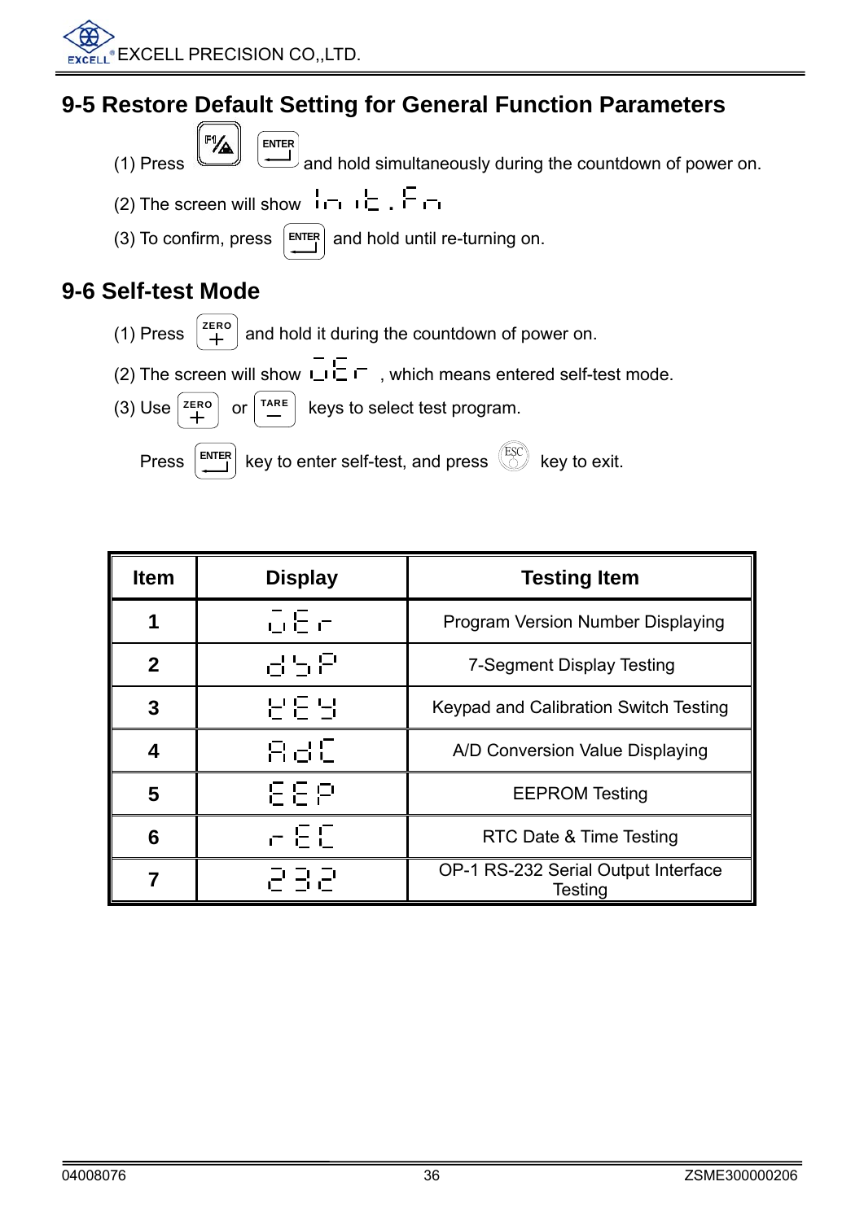## 9-5 Restore Default Setting for General Function Parameters

(1) Press F1 and ENTER and hold simultaneously during the countdown of power on.

(2) The screen will show Init.Fn

(3) To confirm, press ENTER and hold until re-turning on.

## 9-6 Self-test Mode

(1) Press ZERO and hold it during the countdown of power on.

(2) The screen will show UEr , which means entered self-test mode.

(3) Use ZERO or TARE keys to select test program.

Press ENTER key to enter self-test, and press ESC key to exit.

| Item | Display | Testing Item |
|---|---|---|
| 1 | UEr | Program Version Number Displaying |
| 2 | dSP | 7-Segment Display Testing |
| 3 | HEY | Keypad and Calibration Switch Testing |
| 4 | AdC | A/D Conversion Value Displaying |
| 5 | EEP | EEPROM Testing |
| 6 | rEC | RTC Date & Time Testing |
| 7 | 232 | OP-1 RS-232 Serial Output Interface Testing |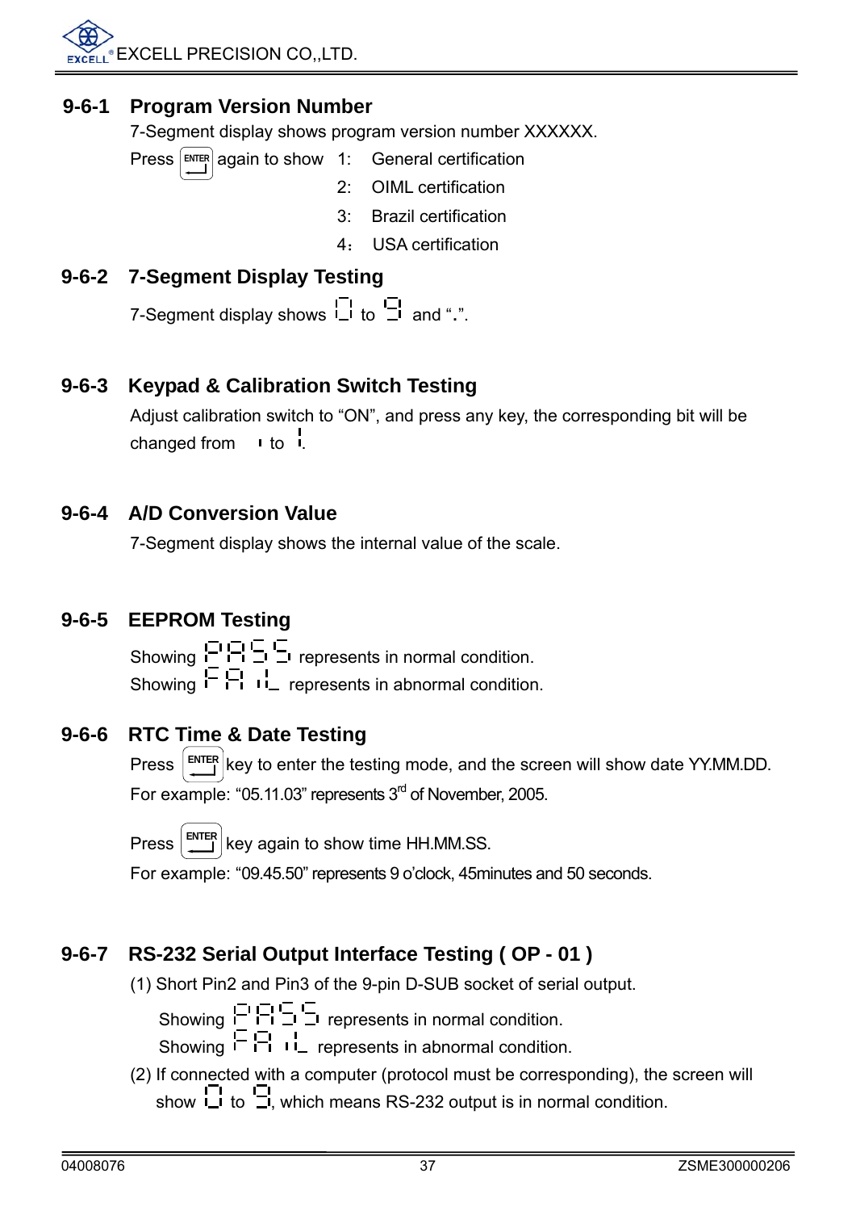## 9-6-1 Program Version Number

7-Segment display shows program version number XXXXXX.

Press [ENTER] again to show
1: General certification
2: OIML certification
3: Brazil certification
4： USA certification

## 9-6-2 7-Segment Display Testing

7-Segment display shows 0 to 9 and ".".

## 9-6-3 Keypad & Calibration Switch Testing

Adjust calibration switch to "ON", and press any key, the corresponding bit will be changed from ı to ¦.

## 9-6-4 A/D Conversion Value

7-Segment display shows the internal value of the scale.

## 9-6-5 EEPROM Testing

Showing PASS represents in normal condition.
Showing FAIL represents in abnormal condition.

## 9-6-6 RTC Time & Date Testing

Press [ENTER] key to enter the testing mode, and the screen will show date YY.MM.DD.
For example: "05.11.03" represents 3rd of November, 2005.

Press [ENTER] key again to show time HH.MM.SS.
For example: "09.45.50" represents 9 o'clock, 45minutes and 50 seconds.

## 9-6-7 RS-232 Serial Output Interface Testing ( OP - 01 )

(1) Short Pin2 and Pin3 of the 9-pin D-SUB socket of serial output.

Showing PASS represents in normal condition.
Showing FAIL represents in abnormal condition.

(2) If connected with a computer (protocol must be corresponding), the screen will show 0 to 9, which means RS-232 output is in normal condition.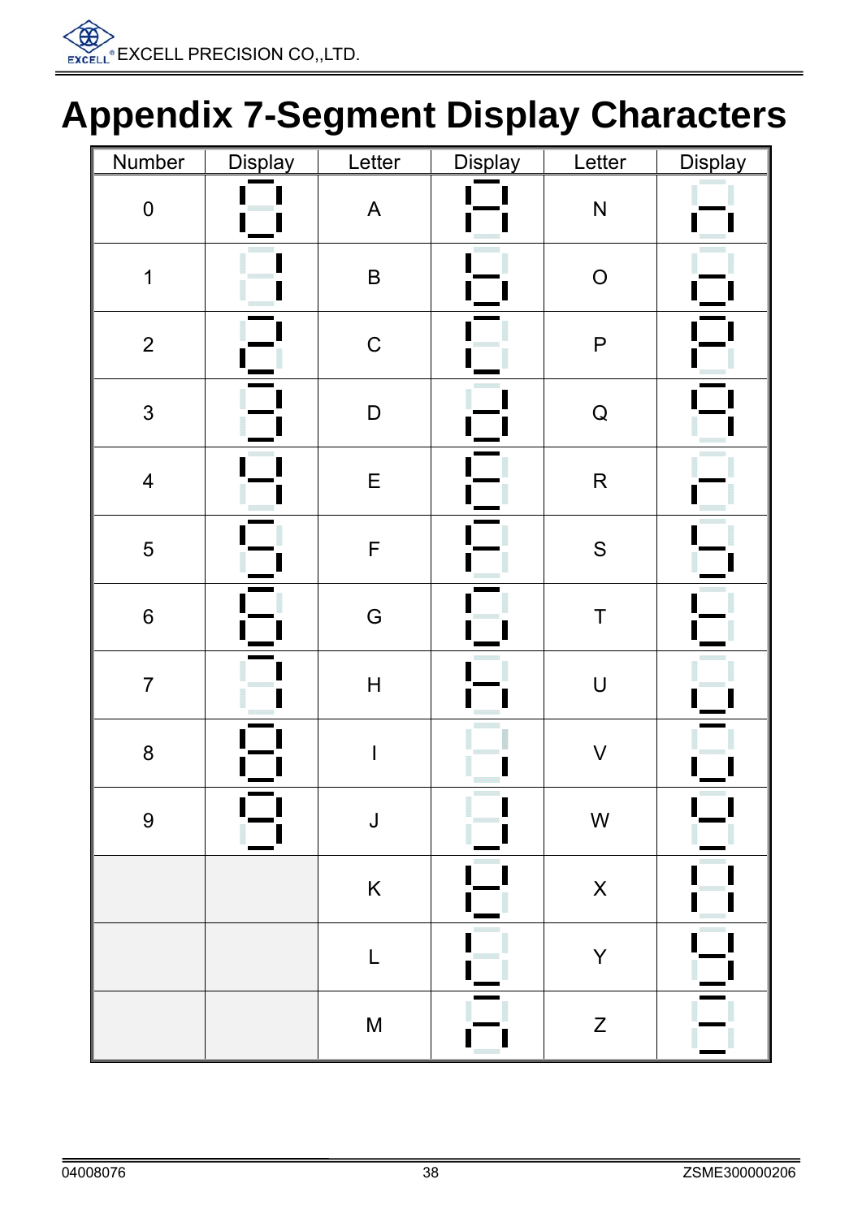# Appendix 7-Segment Display Characters

| Number | Display | Letter | Display | Letter | Display |
|---|---|---|---|---|---|
| 0 | | A | | N | |
| 1 | | B | | O | |
| 2 | | C | | P | |
| 3 | | D | | Q | |
| 4 | | E | | R | |
| 5 | | F | | S | |
| 6 | | G | | T | |
| 7 | | H | | U | |
| 8 | | I | | V | |
| 9 | | J | | W | |
| | | K | | X | |
| | | L | | Y | |
| | | M | | Z | |